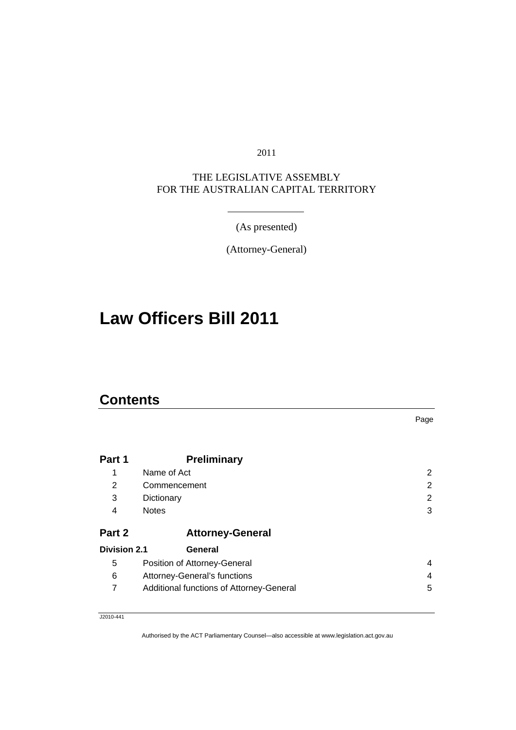2011

THE LEGISLATIVE ASSEMBLY
FOR THE AUSTRALIAN CAPITAL TERRITORY

(As presented)

(Attorney-General)

# Law Officers Bill 2011

## Contents

| | | Page |
|---|---|---|
| **Part 1** | **Preliminary** | |
| 1 | Name of Act | 2 |
| 2 | Commencement | 2 |
| 3 | Dictionary | 2 |
| 4 | Notes | 3 |
| **Part 2** | **Attorney-General** | |
| **Division 2.1** | **General** | |
| 5 | Position of Attorney-General | 4 |
| 6 | Attorney-General's functions | 4 |
| 7 | Additional functions of Attorney-General | 5 |

J2010-441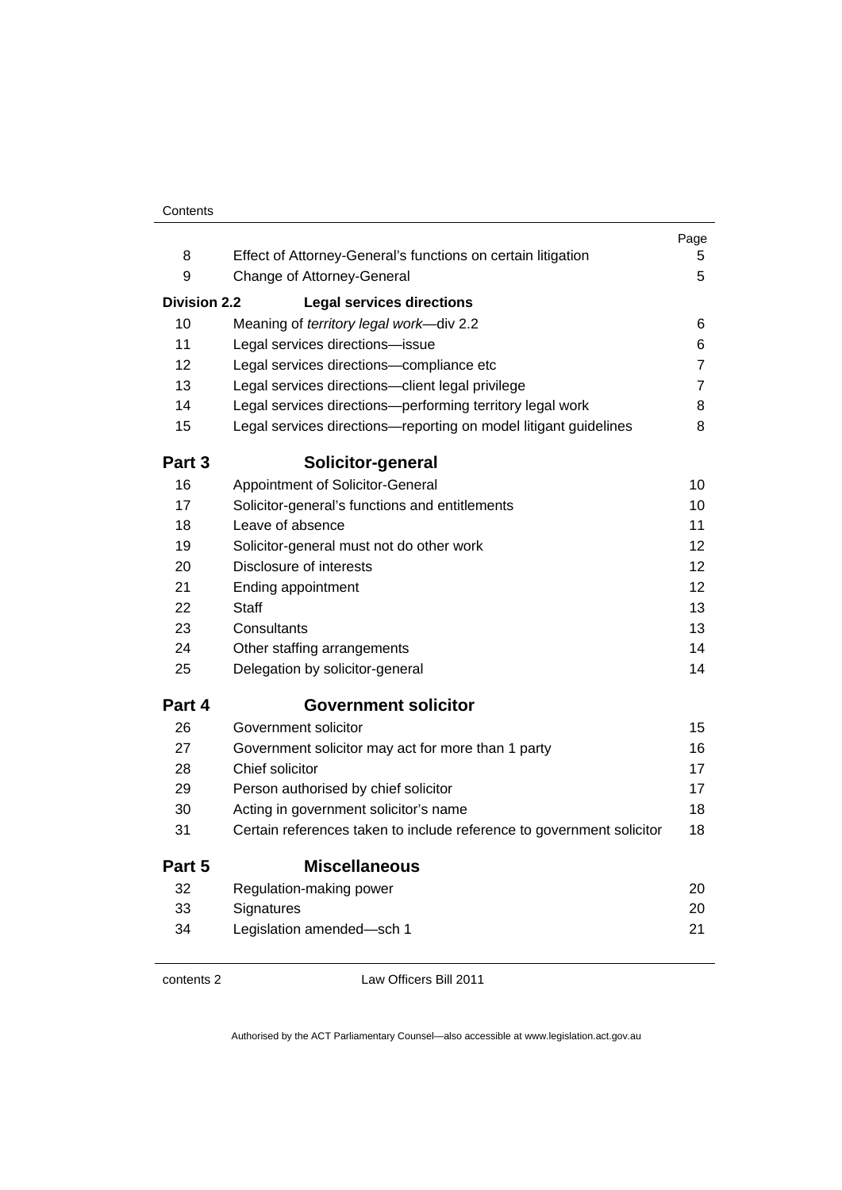| | | Page |
|---|---|---|
| 8 | Effect of Attorney-General's functions on certain litigation | 5 |
| 9 | Change of Attorney-General | 5 |
| **Division 2.2** | **Legal services directions** | |
| 10 | Meaning of *territory legal work*—div 2.2 | 6 |
| 11 | Legal services directions—issue | 6 |
| 12 | Legal services directions—compliance etc | 7 |
| 13 | Legal services directions—client legal privilege | 7 |
| 14 | Legal services directions—performing territory legal work | 8 |
| 15 | Legal services directions—reporting on model litigant guidelines | 8 |
| **Part 3** | **Solicitor-general** | |
| 16 | Appointment of Solicitor-General | 10 |
| 17 | Solicitor-general's functions and entitlements | 10 |
| 18 | Leave of absence | 11 |
| 19 | Solicitor-general must not do other work | 12 |
| 20 | Disclosure of interests | 12 |
| 21 | Ending appointment | 12 |
| 22 | Staff | 13 |
| 23 | Consultants | 13 |
| 24 | Other staffing arrangements | 14 |
| 25 | Delegation by solicitor-general | 14 |
| **Part 4** | **Government solicitor** | |
| 26 | Government solicitor | 15 |
| 27 | Government solicitor may act for more than 1 party | 16 |
| 28 | Chief solicitor | 17 |
| 29 | Person authorised by chief solicitor | 17 |
| 30 | Acting in government solicitor's name | 18 |
| 31 | Certain references taken to include reference to government solicitor | 18 |
| **Part 5** | **Miscellaneous** | |
| 32 | Regulation-making power | 20 |
| 33 | Signatures | 20 |
| 34 | Legislation amended—sch 1 | 21 |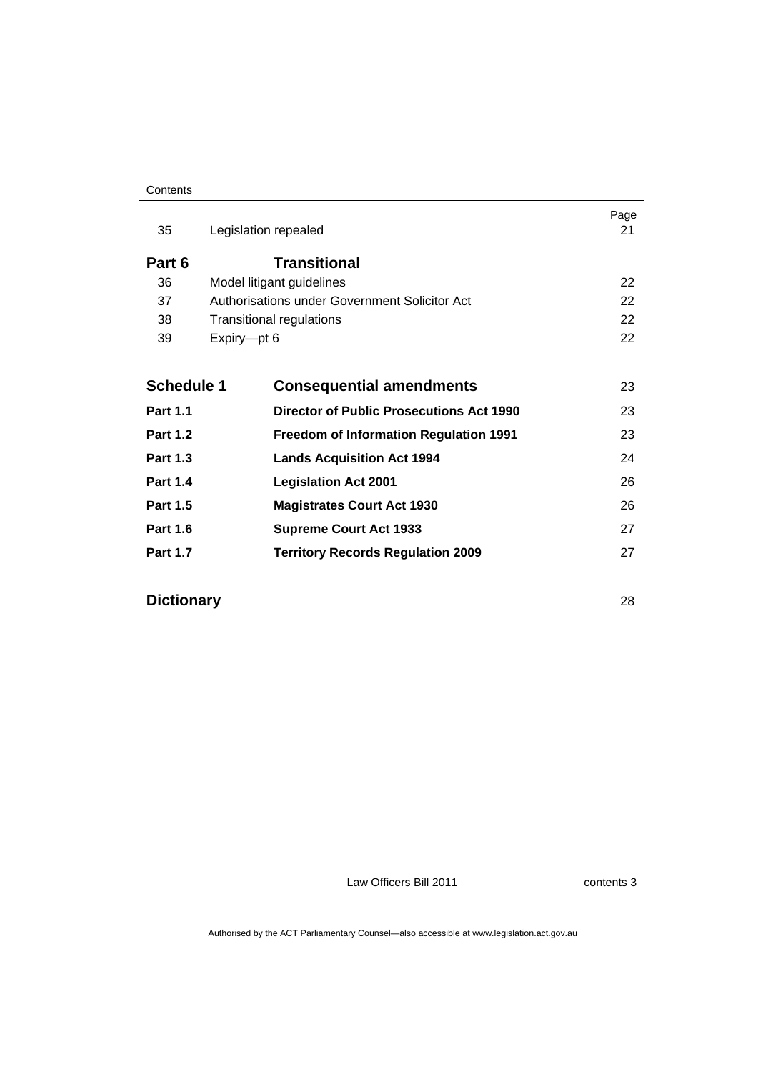| | | Page |
|---|---|---|
| 35 | Legislation repealed | 21 |
| **Part 6** | **Transitional** | |
| 36 | Model litigant guidelines | 22 |
| 37 | Authorisations under Government Solicitor Act | 22 |
| 38 | Transitional regulations | 22 |
| 39 | Expiry—pt 6 | 22 |
| **Schedule 1** | **Consequential amendments** | 23 |
| **Part 1.1** | **Director of Public Prosecutions Act 1990** | 23 |
| **Part 1.2** | **Freedom of Information Regulation 1991** | 23 |
| **Part 1.3** | **Lands Acquisition Act 1994** | 24 |
| **Part 1.4** | **Legislation Act 2001** | 26 |
| **Part 1.5** | **Magistrates Court Act 1930** | 26 |
| **Part 1.6** | **Supreme Court Act 1933** | 27 |
| **Part 1.7** | **Territory Records Regulation 2009** | 27 |
| **Dictionary** | | 28 |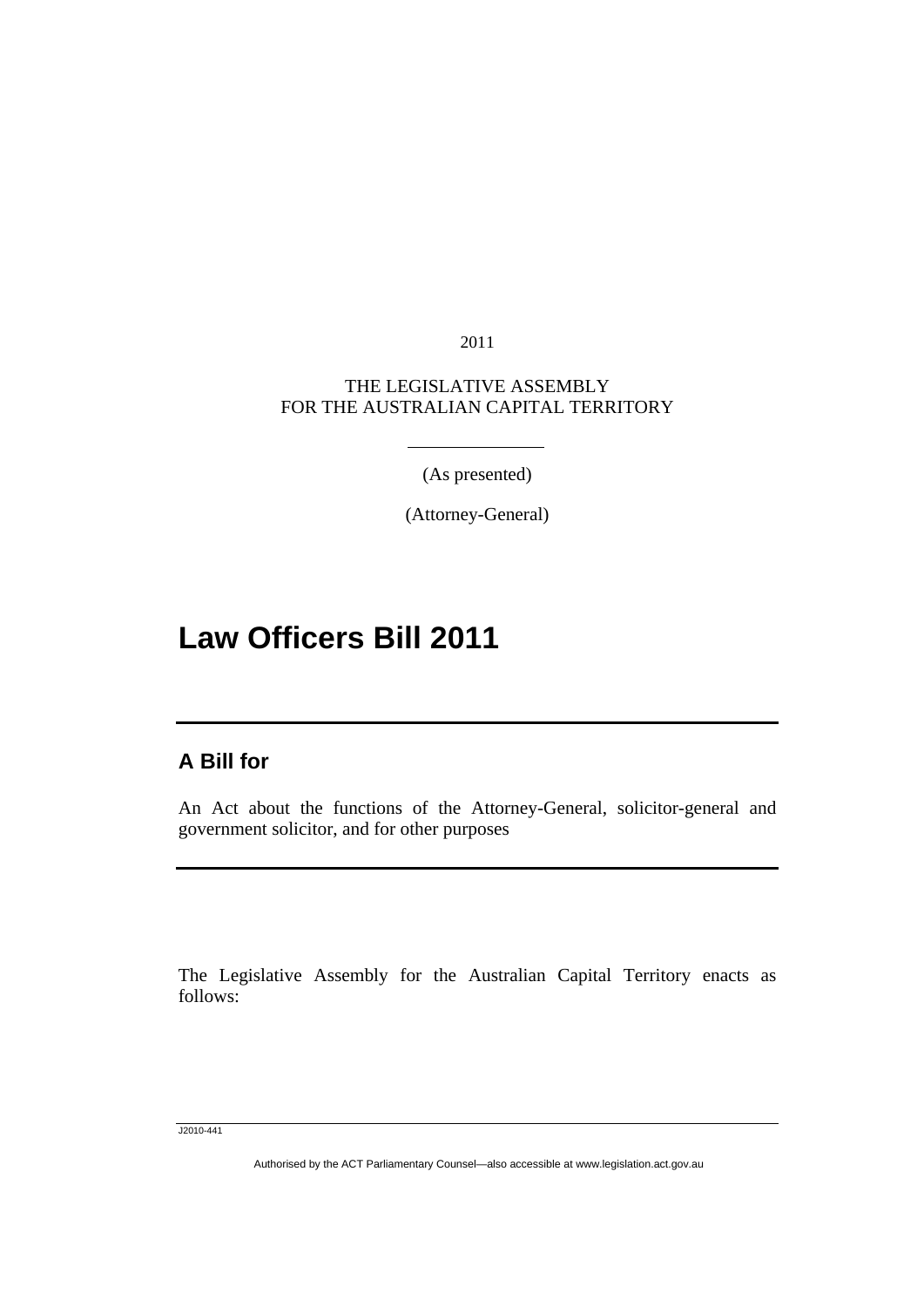2011

THE LEGISLATIVE ASSEMBLY
FOR THE AUSTRALIAN CAPITAL TERRITORY

(As presented)

(Attorney-General)

# Law Officers Bill 2011

## A Bill for

An Act about the functions of the Attorney-General, solicitor-general and government solicitor, and for other purposes

The Legislative Assembly for the Australian Capital Territory enacts as follows:

J2010-441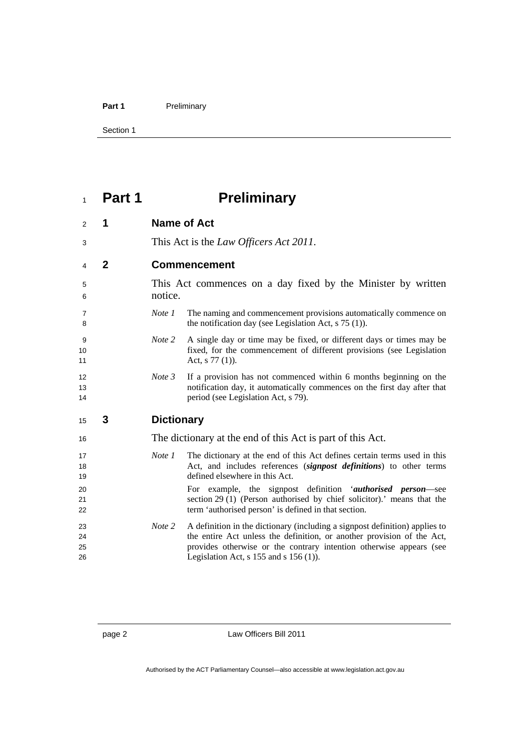# Part 1 Preliminary

## 1 Name of Act

This Act is the *Law Officers Act 2011*.

## 2 Commencement

This Act commences on a day fixed by the Minister by written notice.

*Note 1* The naming and commencement provisions automatically commence on the notification day (see Legislation Act, s 75 (1)).

*Note 2* A single day or time may be fixed, or different days or times may be fixed, for the commencement of different provisions (see Legislation Act, s 77 (1)).

*Note 3* If a provision has not commenced within 6 months beginning on the notification day, it automatically commences on the first day after that period (see Legislation Act, s 79).

## 3 Dictionary

The dictionary at the end of this Act is part of this Act.

*Note 1* The dictionary at the end of this Act defines certain terms used in this Act, and includes references (***signpost definitions***) to other terms defined elsewhere in this Act.

For example, the signpost definition '***authorised person***—see section 29 (1) (Person authorised by chief solicitor).' means that the term 'authorised person' is defined in that section.

*Note 2* A definition in the dictionary (including a signpost definition) applies to the entire Act unless the definition, or another provision of the Act, provides otherwise or the contrary intention otherwise appears (see Legislation Act, s 155 and s 156 (1)).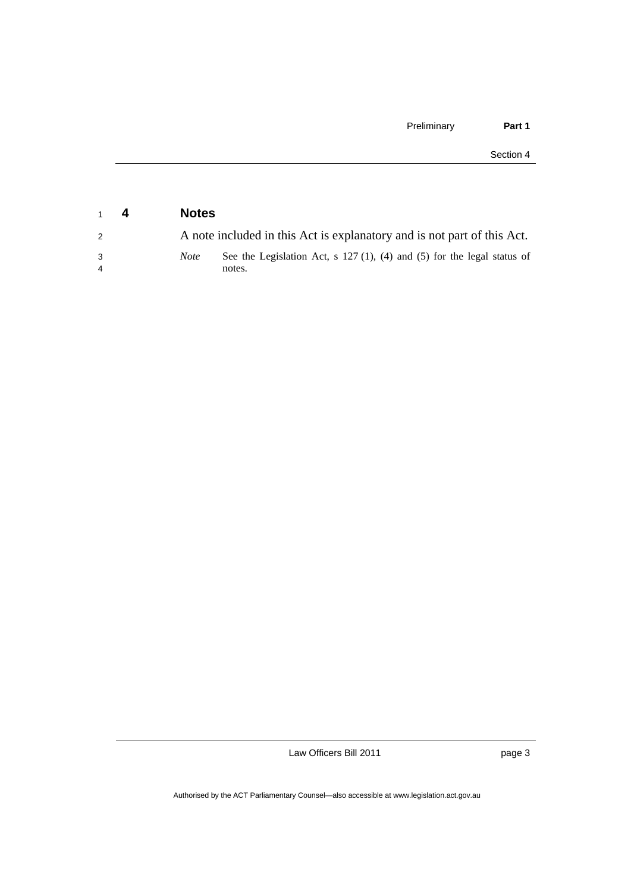## 4 Notes

A note included in this Act is explanatory and is not part of this Act.

*Note* See the Legislation Act, s 127 (1), (4) and (5) for the legal status of notes.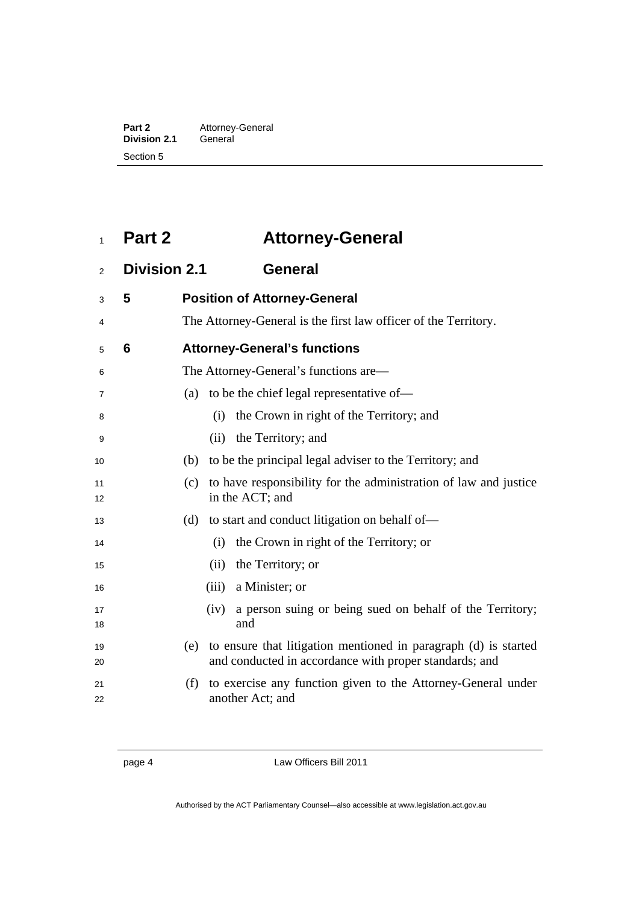# Part 2 Attorney-General

## Division 2.1 General

### 5 Position of Attorney-General

The Attorney-General is the first law officer of the Territory.

### 6 Attorney-General's functions

The Attorney-General's functions are—

(a) to be the chief legal representative of—

(i) the Crown in right of the Territory; and

(ii) the Territory; and

(b) to be the principal legal adviser to the Territory; and

(c) to have responsibility for the administration of law and justice in the ACT; and

(d) to start and conduct litigation on behalf of—

(i) the Crown in right of the Territory; or

(ii) the Territory; or

(iii) a Minister; or

(iv) a person suing or being sued on behalf of the Territory; and

(e) to ensure that litigation mentioned in paragraph (d) is started and conducted in accordance with proper standards; and

(f) to exercise any function given to the Attorney-General under another Act; and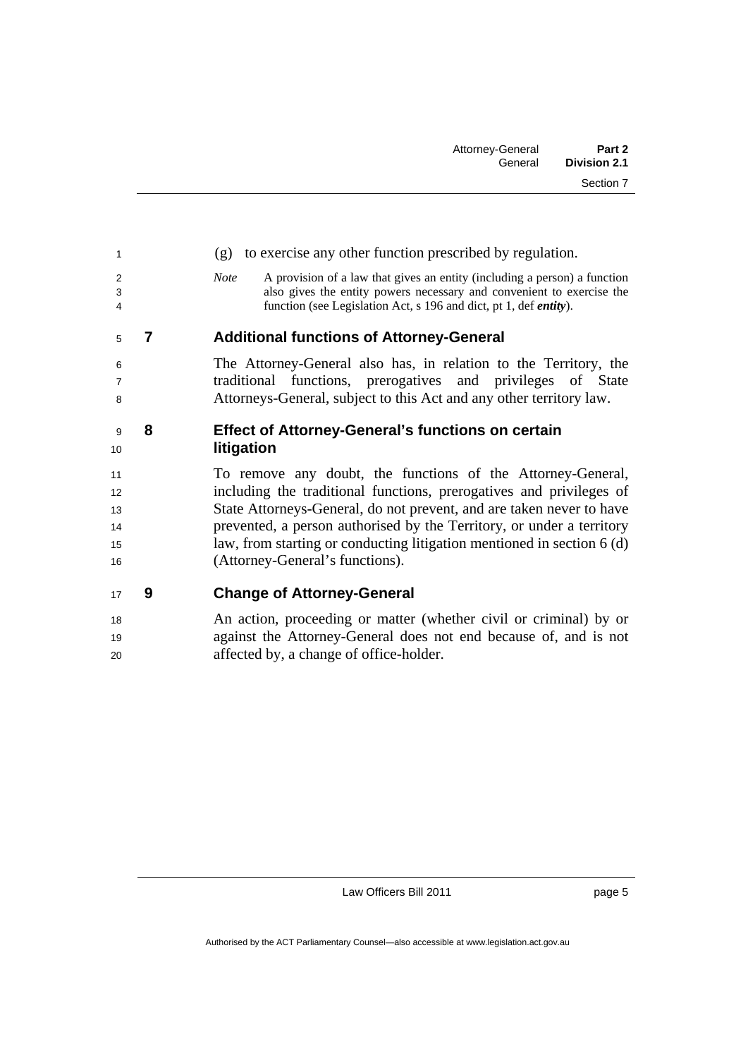(g) to exercise any other function prescribed by regulation.

*Note* A provision of a law that gives an entity (including a person) a function also gives the entity powers necessary and convenient to exercise the function (see Legislation Act, s 196 and dict, pt 1, def ***entity***).

### 7 Additional functions of Attorney-General

The Attorney-General also has, in relation to the Territory, the traditional functions, prerogatives and privileges of State Attorneys-General, subject to this Act and any other territory law.

### 8 Effect of Attorney-General's functions on certain litigation

To remove any doubt, the functions of the Attorney-General, including the traditional functions, prerogatives and privileges of State Attorneys-General, do not prevent, and are taken never to have prevented, a person authorised by the Territory, or under a territory law, from starting or conducting litigation mentioned in section 6 (d) (Attorney-General's functions).

### 9 Change of Attorney-General

An action, proceeding or matter (whether civil or criminal) by or against the Attorney-General does not end because of, and is not affected by, a change of office-holder.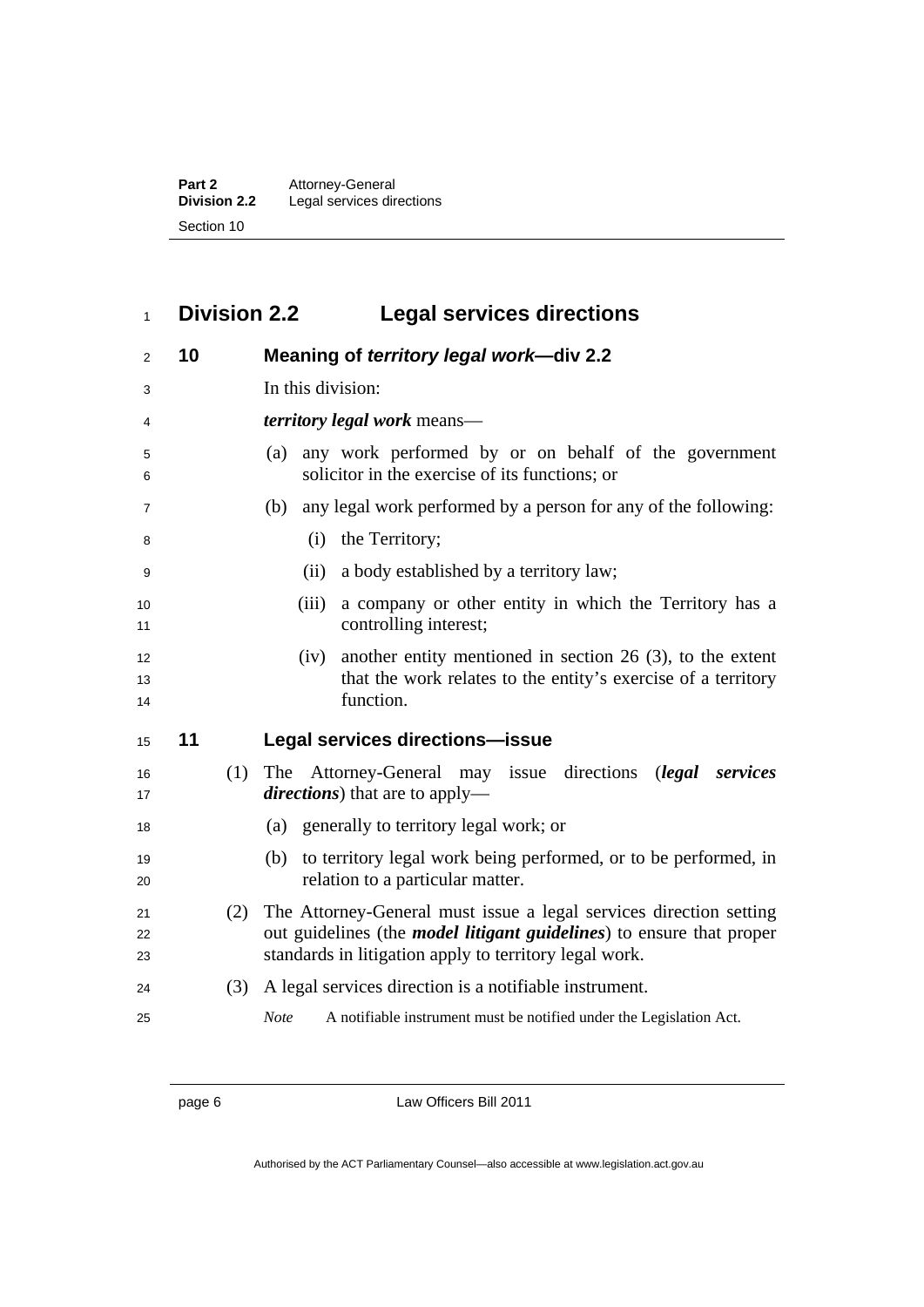## Division 2.2 Legal services directions

### 10 Meaning of *territory legal work*—div 2.2

In this division:

***territory legal work*** means—

(a) any work performed by or on behalf of the government solicitor in the exercise of its functions; or

(b) any legal work performed by a person for any of the following:

(i) the Territory;

(ii) a body established by a territory law;

(iii) a company or other entity in which the Territory has a controlling interest;

(iv) another entity mentioned in section 26 (3), to the extent that the work relates to the entity's exercise of a territory function.

### 11 Legal services directions—issue

(1) The Attorney-General may issue directions (***legal services directions***) that are to apply—

(a) generally to territory legal work; or

(b) to territory legal work being performed, or to be performed, in relation to a particular matter.

(2) The Attorney-General must issue a legal services direction setting out guidelines (the ***model litigant guidelines***) to ensure that proper standards in litigation apply to territory legal work.

(3) A legal services direction is a notifiable instrument.

*Note* A notifiable instrument must be notified under the Legislation Act.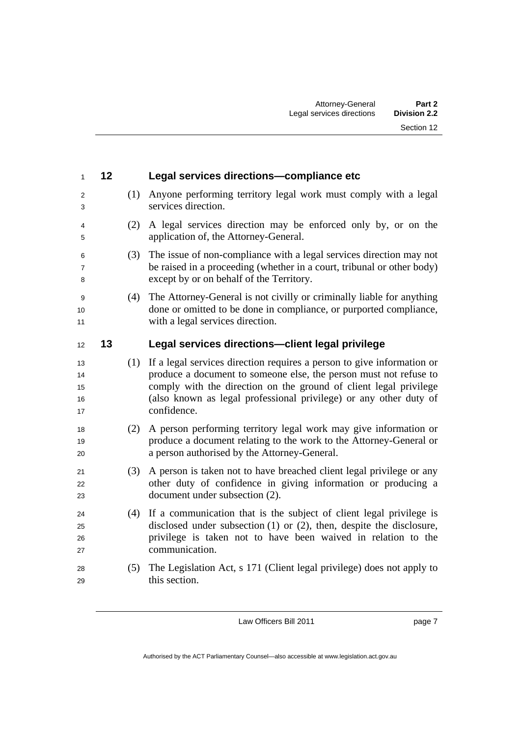### 12 Legal services directions—compliance etc

(1) Anyone performing territory legal work must comply with a legal services direction.

(2) A legal services direction may be enforced only by, or on the application of, the Attorney-General.

(3) The issue of non-compliance with a legal services direction may not be raised in a proceeding (whether in a court, tribunal or other body) except by or on behalf of the Territory.

(4) The Attorney-General is not civilly or criminally liable for anything done or omitted to be done in compliance, or purported compliance, with a legal services direction.

### 13 Legal services directions—client legal privilege

(1) If a legal services direction requires a person to give information or produce a document to someone else, the person must not refuse to comply with the direction on the ground of client legal privilege (also known as legal professional privilege) or any other duty of confidence.

(2) A person performing territory legal work may give information or produce a document relating to the work to the Attorney-General or a person authorised by the Attorney-General.

(3) A person is taken not to have breached client legal privilege or any other duty of confidence in giving information or producing a document under subsection (2).

(4) If a communication that is the subject of client legal privilege is disclosed under subsection (1) or (2), then, despite the disclosure, privilege is taken not to have been waived in relation to the communication.

(5) The Legislation Act, s 171 (Client legal privilege) does not apply to this section.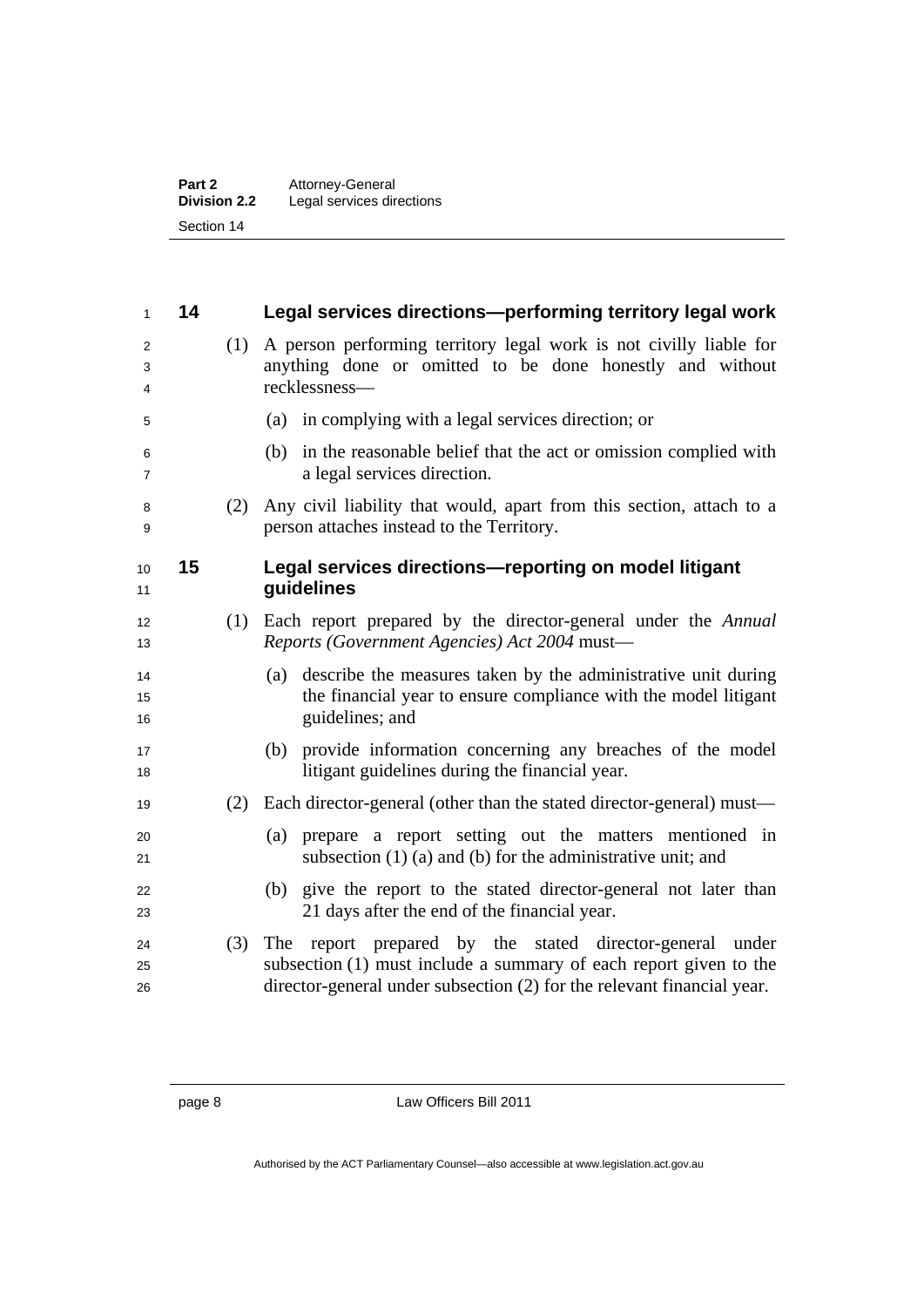## 14 Legal services directions—performing territory legal work

(1) A person performing territory legal work is not civilly liable for anything done or omitted to be done honestly and without recklessness—

(a) in complying with a legal services direction; or

(b) in the reasonable belief that the act or omission complied with a legal services direction.

(2) Any civil liability that would, apart from this section, attach to a person attaches instead to the Territory.

## 15 Legal services directions—reporting on model litigant guidelines

(1) Each report prepared by the director-general under the *Annual Reports (Government Agencies) Act 2004* must—

(a) describe the measures taken by the administrative unit during the financial year to ensure compliance with the model litigant guidelines; and

(b) provide information concerning any breaches of the model litigant guidelines during the financial year.

(2) Each director-general (other than the stated director-general) must—

(a) prepare a report setting out the matters mentioned in subsection (1) (a) and (b) for the administrative unit; and

(b) give the report to the stated director-general not later than 21 days after the end of the financial year.

(3) The report prepared by the stated director-general under subsection (1) must include a summary of each report given to the director-general under subsection (2) for the relevant financial year.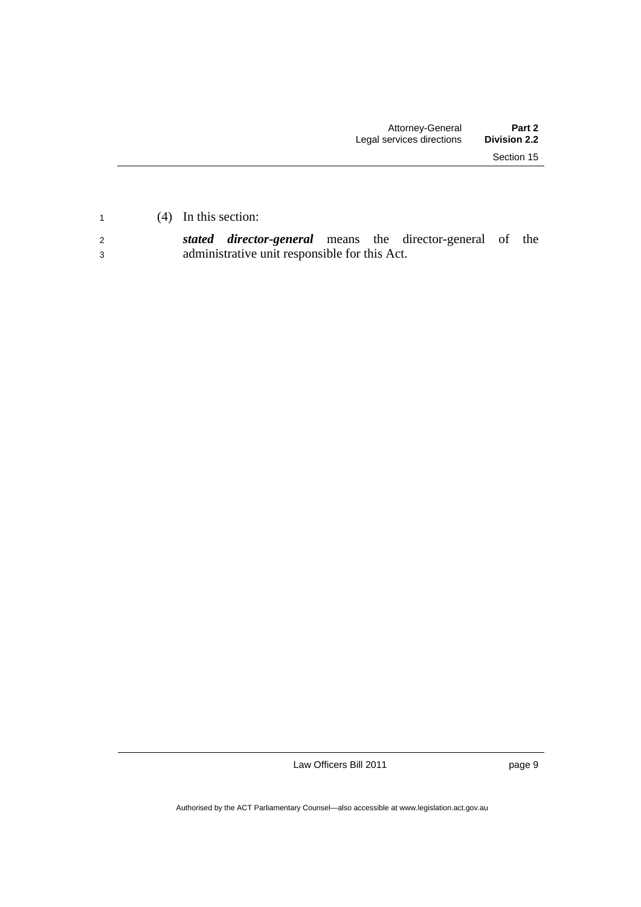(4) In this section:

***stated director-general*** means the director-general of the administrative unit responsible for this Act.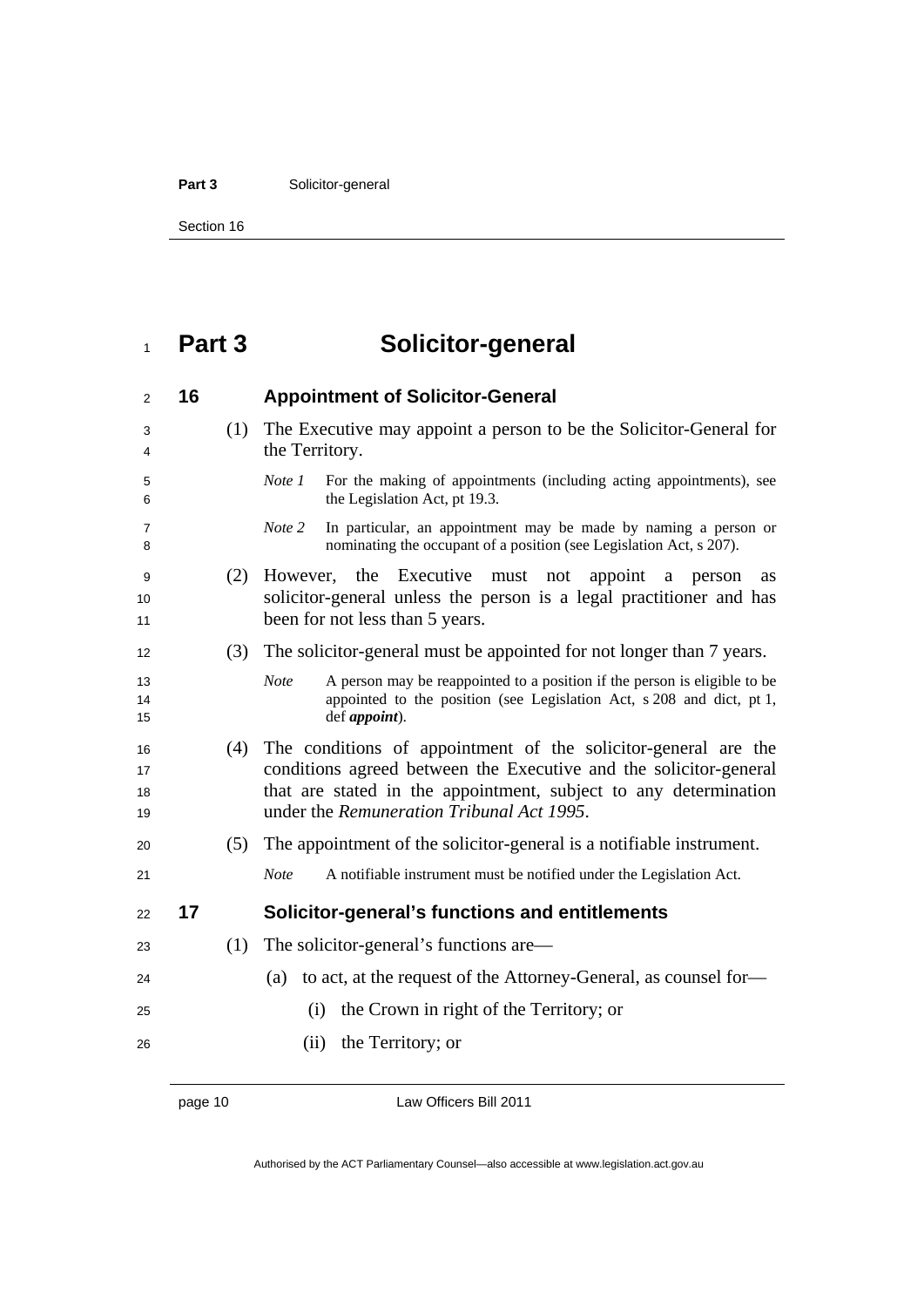# Part 3 Solicitor-general

## 16 Appointment of Solicitor-General

(1) The Executive may appoint a person to be the Solicitor-General for the Territory.

*Note 1* For the making of appointments (including acting appointments), see the Legislation Act, pt 19.3.

*Note 2* In particular, an appointment may be made by naming a person or nominating the occupant of a position (see Legislation Act, s 207).

(2) However, the Executive must not appoint a person as solicitor-general unless the person is a legal practitioner and has been for not less than 5 years.

(3) The solicitor-general must be appointed for not longer than 7 years.

*Note* A person may be reappointed to a position if the person is eligible to be appointed to the position (see Legislation Act, s 208 and dict, pt 1, def ***appoint***).

(4) The conditions of appointment of the solicitor-general are the conditions agreed between the Executive and the solicitor-general that are stated in the appointment, subject to any determination under the *Remuneration Tribunal Act 1995*.

(5) The appointment of the solicitor-general is a notifiable instrument.

*Note* A notifiable instrument must be notified under the Legislation Act.

## 17 Solicitor-general's functions and entitlements

(1) The solicitor-general's functions are—

(a) to act, at the request of the Attorney-General, as counsel for—

(i) the Crown in right of the Territory; or

(ii) the Territory; or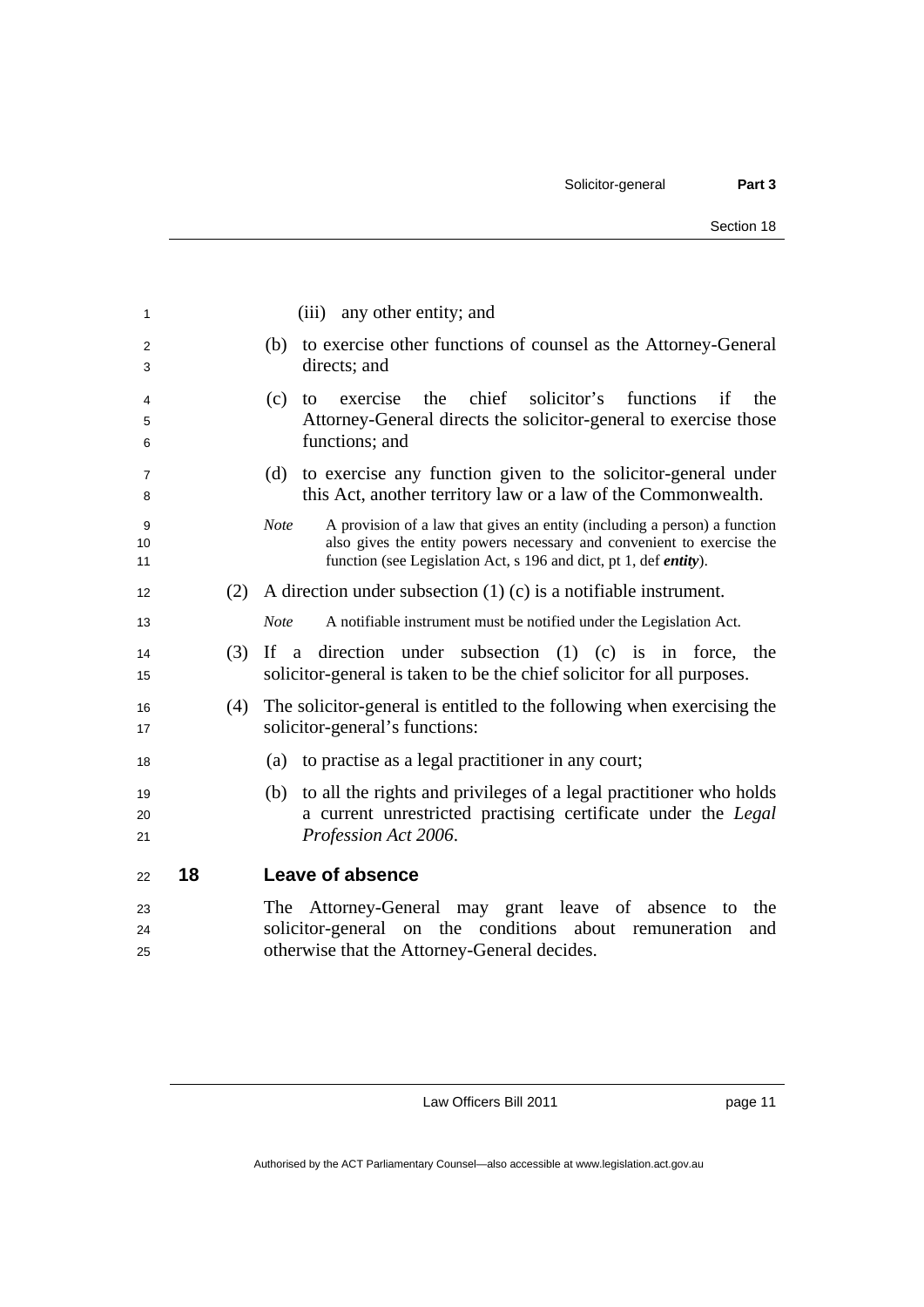(iii) any other entity; and

(b) to exercise other functions of counsel as the Attorney-General directs; and

(c) to exercise the chief solicitor's functions if the Attorney-General directs the solicitor-general to exercise those functions; and

(d) to exercise any function given to the solicitor-general under this Act, another territory law or a law of the Commonwealth.

*Note* A provision of a law that gives an entity (including a person) a function also gives the entity powers necessary and convenient to exercise the function (see Legislation Act, s 196 and dict, pt 1, def ***entity***).

(2) A direction under subsection (1) (c) is a notifiable instrument.

*Note* A notifiable instrument must be notified under the Legislation Act.

(3) If a direction under subsection (1) (c) is in force, the solicitor-general is taken to be the chief solicitor for all purposes.

(4) The solicitor-general is entitled to the following when exercising the solicitor-general's functions:

(a) to practise as a legal practitioner in any court;

(b) to all the rights and privileges of a legal practitioner who holds a current unrestricted practising certificate under the *Legal Profession Act 2006*.

## 18 Leave of absence

The Attorney-General may grant leave of absence to the solicitor-general on the conditions about remuneration and otherwise that the Attorney-General decides.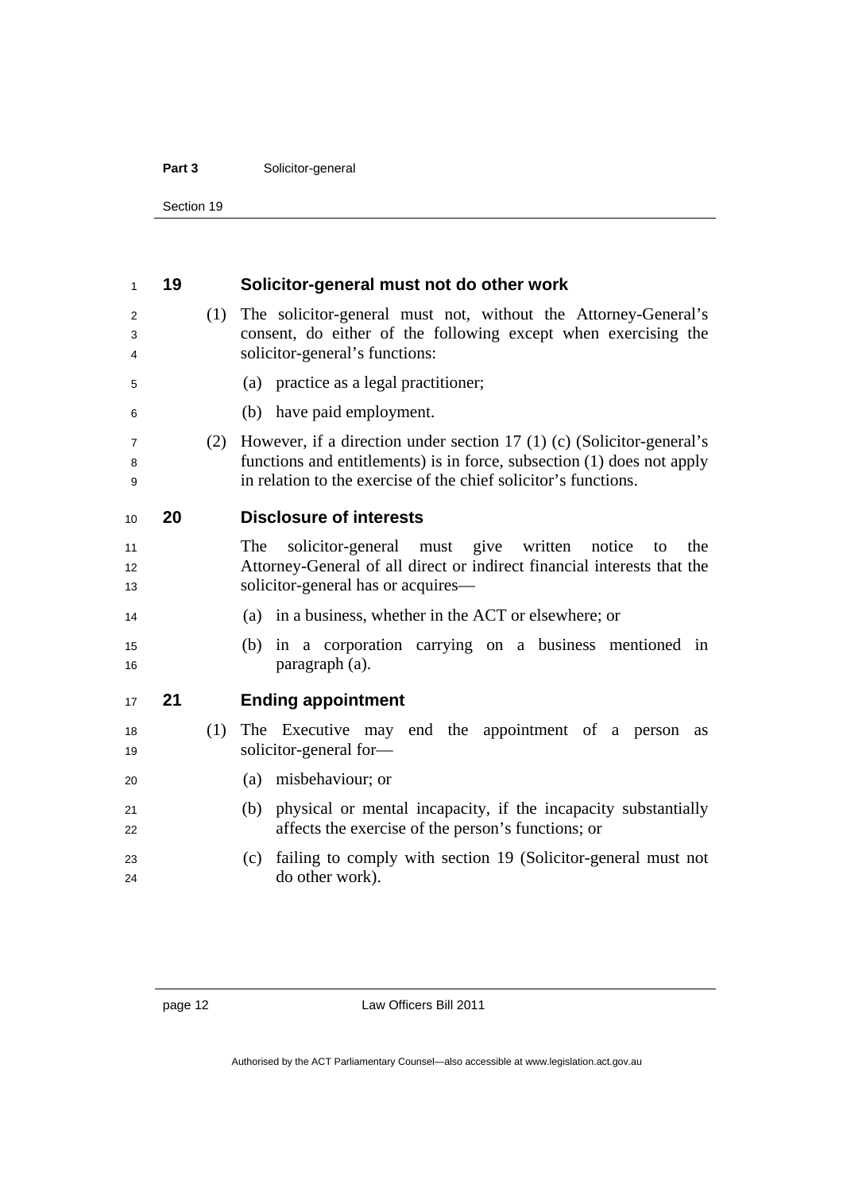## 19 Solicitor-general must not do other work

(1) The solicitor-general must not, without the Attorney-General's consent, do either of the following except when exercising the solicitor-general's functions:

(a) practice as a legal practitioner;

(b) have paid employment.

(2) However, if a direction under section 17 (1) (c) (Solicitor-general's functions and entitlements) is in force, subsection (1) does not apply in relation to the exercise of the chief solicitor's functions.

## 20 Disclosure of interests

The solicitor-general must give written notice to the Attorney-General of all direct or indirect financial interests that the solicitor-general has or acquires—

(a) in a business, whether in the ACT or elsewhere; or

(b) in a corporation carrying on a business mentioned in paragraph (a).

## 21 Ending appointment

(1) The Executive may end the appointment of a person as solicitor-general for—

(a) misbehaviour; or

(b) physical or mental incapacity, if the incapacity substantially affects the exercise of the person's functions; or

(c) failing to comply with section 19 (Solicitor-general must not do other work).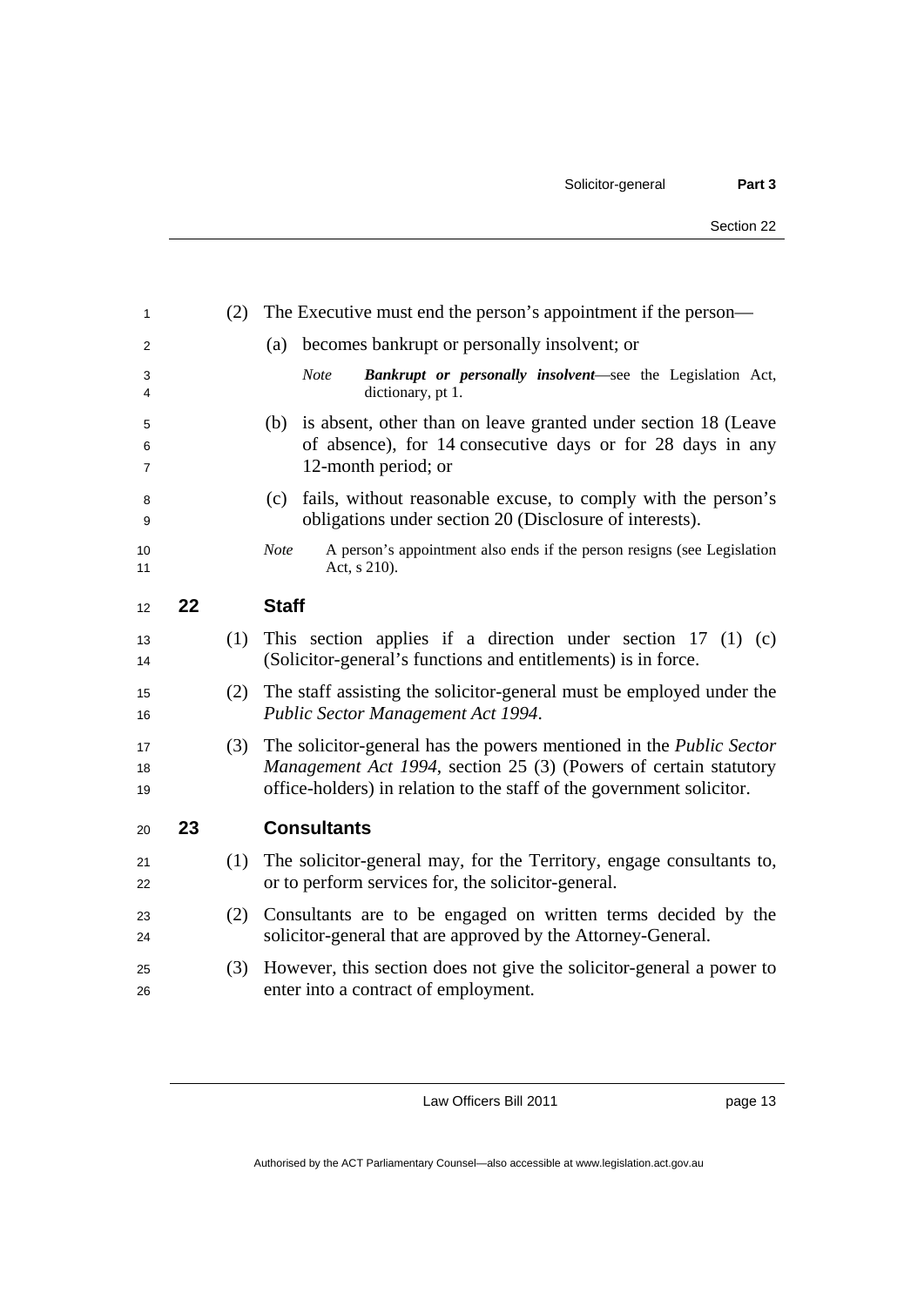(2) The Executive must end the person's appointment if the person—

(a) becomes bankrupt or personally insolvent; or

*Note* ***Bankrupt or personally insolvent***—see the Legislation Act, dictionary, pt 1.

(b) is absent, other than on leave granted under section 18 (Leave of absence), for 14 consecutive days or for 28 days in any 12-month period; or

(c) fails, without reasonable excuse, to comply with the person's obligations under section 20 (Disclosure of interests).

*Note* A person's appointment also ends if the person resigns (see Legislation Act, s 210).

## 22 Staff

(1) This section applies if a direction under section 17 (1) (c) (Solicitor-general's functions and entitlements) is in force.

(2) The staff assisting the solicitor-general must be employed under the *Public Sector Management Act 1994*.

(3) The solicitor-general has the powers mentioned in the *Public Sector Management Act 1994*, section 25 (3) (Powers of certain statutory office-holders) in relation to the staff of the government solicitor.

## 23 Consultants

(1) The solicitor-general may, for the Territory, engage consultants to, or to perform services for, the solicitor-general.

(2) Consultants are to be engaged on written terms decided by the solicitor-general that are approved by the Attorney-General.

(3) However, this section does not give the solicitor-general a power to enter into a contract of employment.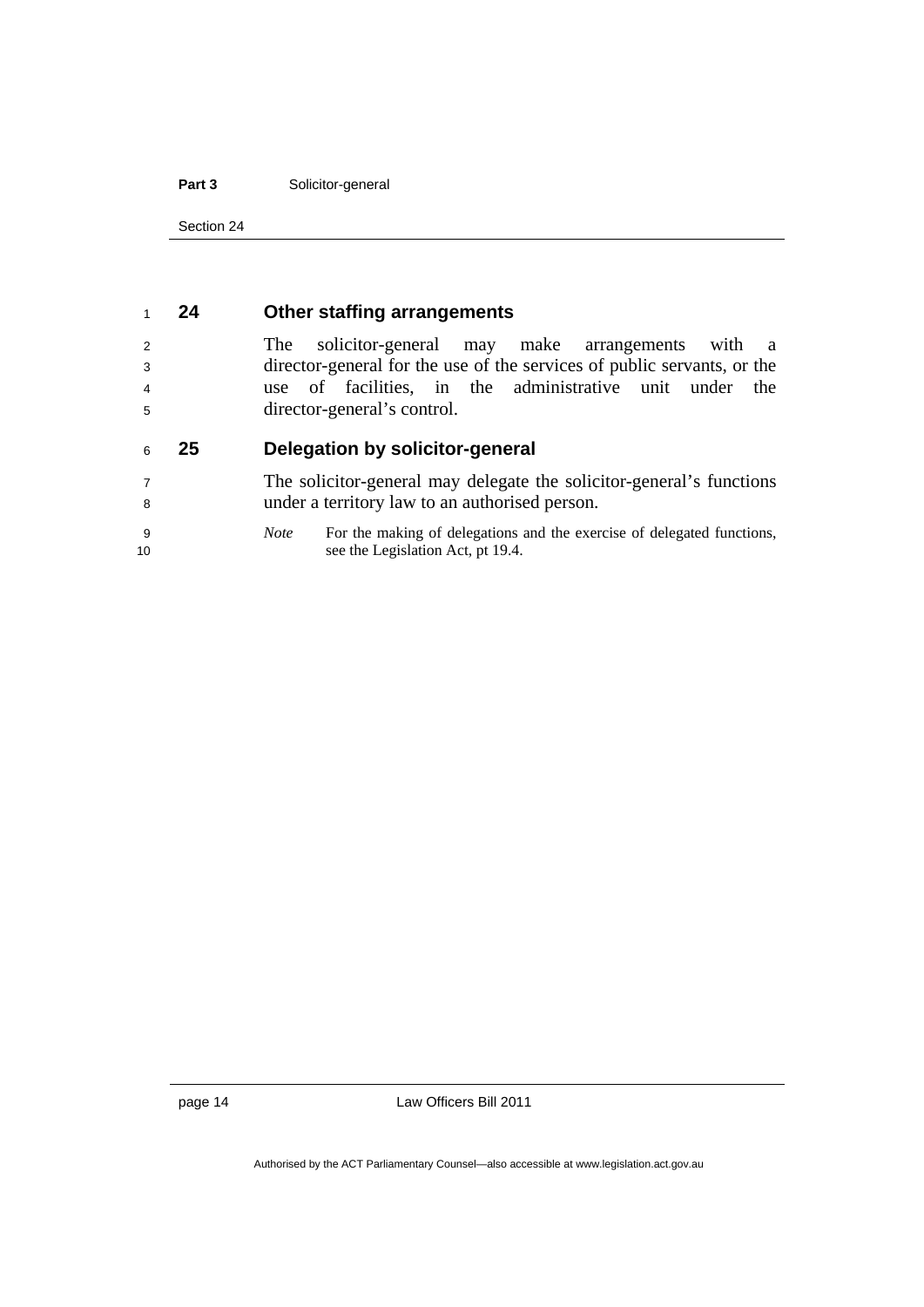## 24 Other staffing arrangements

The solicitor-general may make arrangements with a director-general for the use of the services of public servants, or the use of facilities, in the administrative unit under the director-general's control.

## 25 Delegation by solicitor-general

The solicitor-general may delegate the solicitor-general's functions under a territory law to an authorised person.

*Note* For the making of delegations and the exercise of delegated functions, see the Legislation Act, pt 19.4.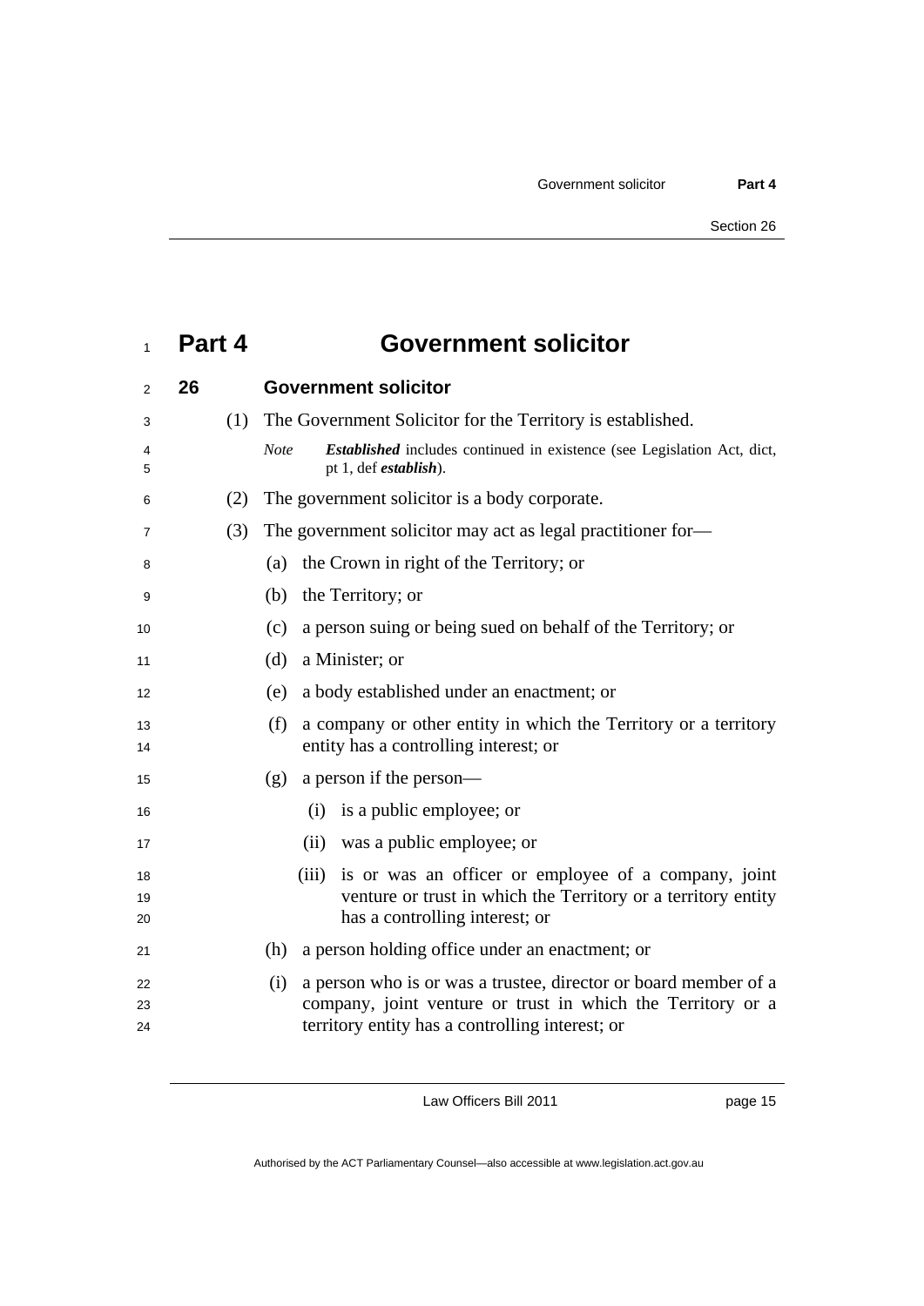# Part 4 Government solicitor

## 26 Government solicitor

(1) The Government Solicitor for the Territory is established.

*Note* ***Established*** includes continued in existence (see Legislation Act, dict, pt 1, def ***establish***).

(2) The government solicitor is a body corporate.

(3) The government solicitor may act as legal practitioner for—

(a) the Crown in right of the Territory; or

(b) the Territory; or

(c) a person suing or being sued on behalf of the Territory; or

(d) a Minister; or

(e) a body established under an enactment; or

(f) a company or other entity in which the Territory or a territory entity has a controlling interest; or

(g) a person if the person—

(i) is a public employee; or

(ii) was a public employee; or

(iii) is or was an officer or employee of a company, joint venture or trust in which the Territory or a territory entity has a controlling interest; or

(h) a person holding office under an enactment; or

(i) a person who is or was a trustee, director or board member of a company, joint venture or trust in which the Territory or a territory entity has a controlling interest; or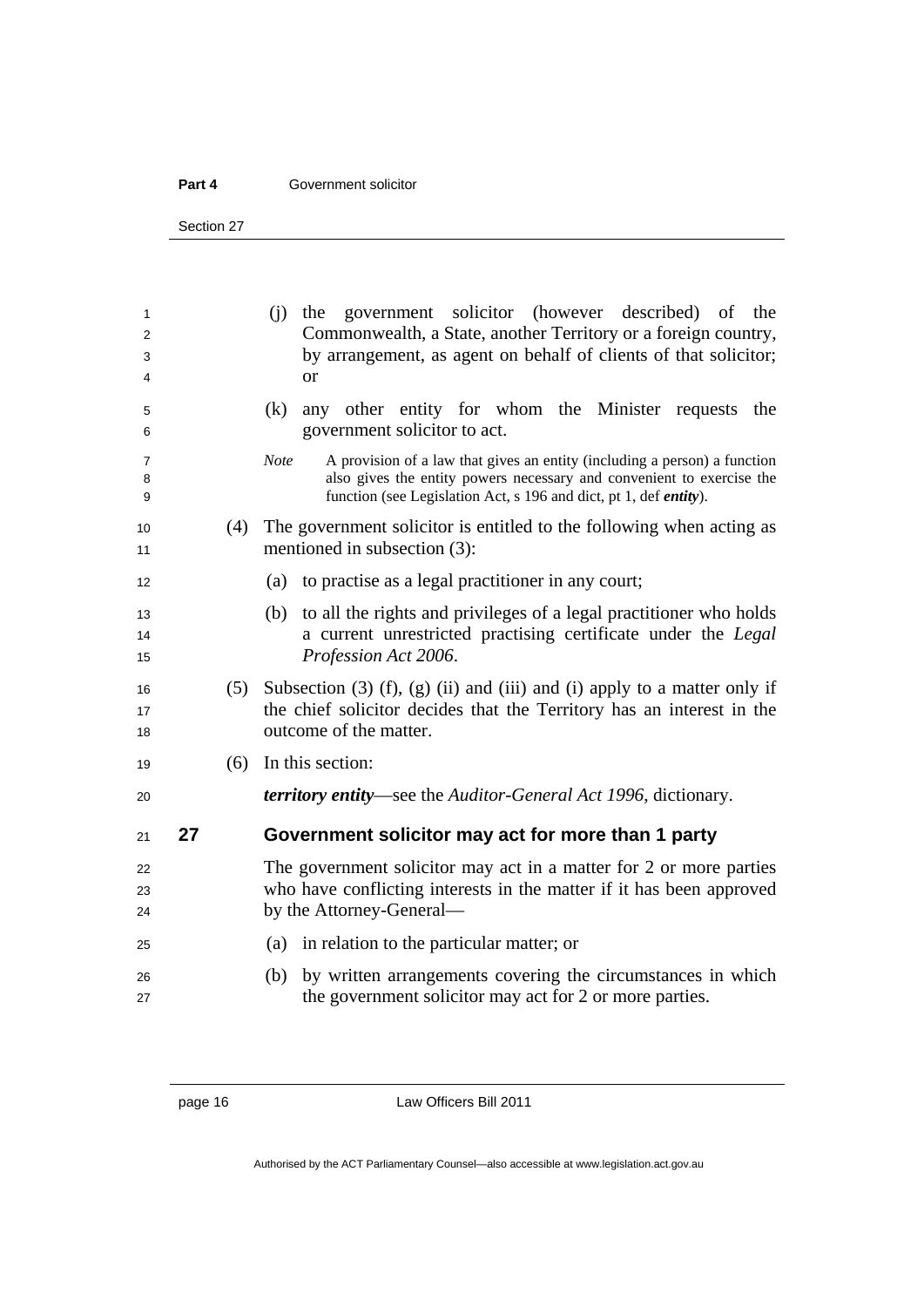(j) the government solicitor (however described) of the Commonwealth, a State, another Territory or a foreign country, by arrangement, as agent on behalf of clients of that solicitor; or

(k) any other entity for whom the Minister requests the government solicitor to act.

*Note* A provision of a law that gives an entity (including a person) a function also gives the entity powers necessary and convenient to exercise the function (see Legislation Act, s 196 and dict, pt 1, def ***entity***).

(4) The government solicitor is entitled to the following when acting as mentioned in subsection (3):

(a) to practise as a legal practitioner in any court;

(b) to all the rights and privileges of a legal practitioner who holds a current unrestricted practising certificate under the *Legal Profession Act 2006*.

(5) Subsection (3) (f), (g) (ii) and (iii) and (i) apply to a matter only if the chief solicitor decides that the Territory has an interest in the outcome of the matter.

(6) In this section:

***territory entity***—see the *Auditor-General Act 1996*, dictionary.

## 27 Government solicitor may act for more than 1 party

The government solicitor may act in a matter for 2 or more parties who have conflicting interests in the matter if it has been approved by the Attorney-General—

(a) in relation to the particular matter; or

(b) by written arrangements covering the circumstances in which the government solicitor may act for 2 or more parties.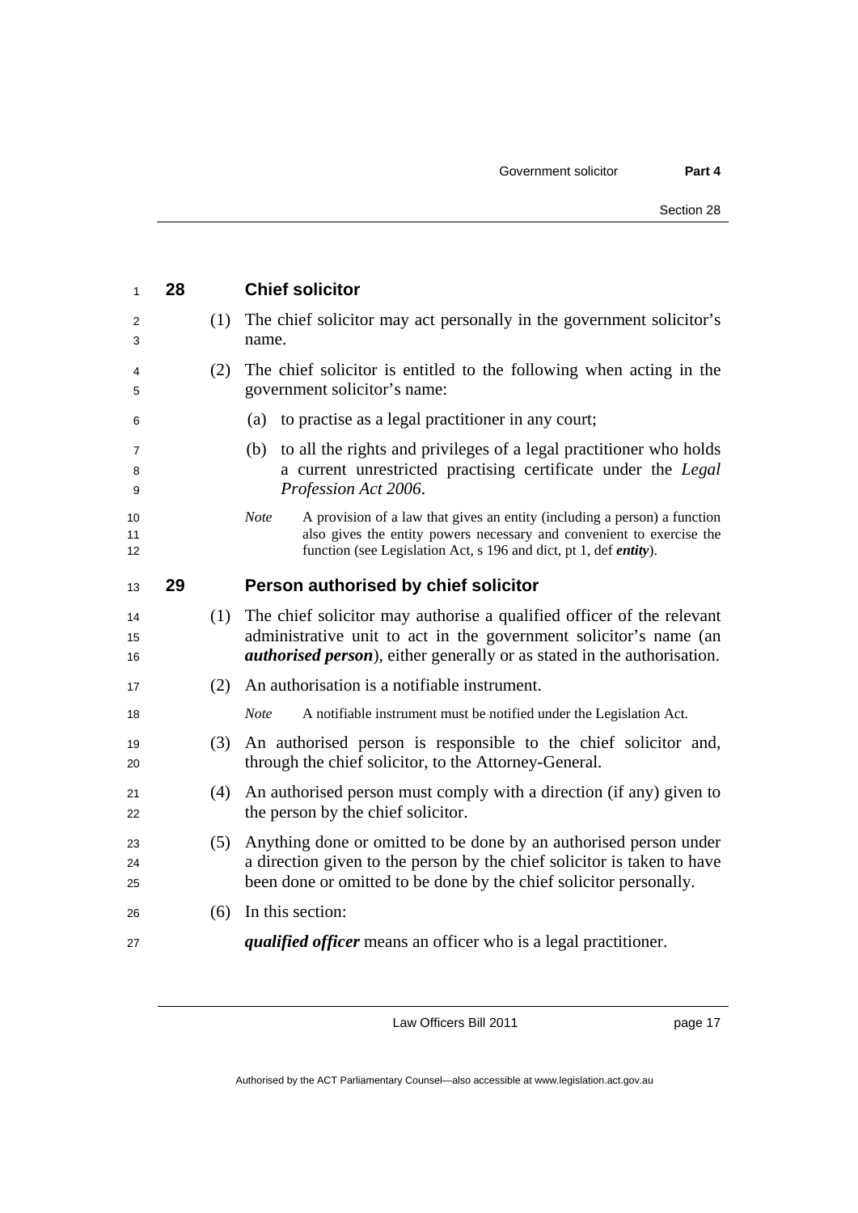## 28 Chief solicitor

(1) The chief solicitor may act personally in the government solicitor's name.

(2) The chief solicitor is entitled to the following when acting in the government solicitor's name:

(a) to practise as a legal practitioner in any court;

(b) to all the rights and privileges of a legal practitioner who holds a current unrestricted practising certificate under the *Legal Profession Act 2006*.

*Note* A provision of a law that gives an entity (including a person) a function also gives the entity powers necessary and convenient to exercise the function (see Legislation Act, s 196 and dict, pt 1, def ***entity***).

## 29 Person authorised by chief solicitor

(1) The chief solicitor may authorise a qualified officer of the relevant administrative unit to act in the government solicitor's name (an ***authorised person***), either generally or as stated in the authorisation.

(2) An authorisation is a notifiable instrument.

*Note* A notifiable instrument must be notified under the Legislation Act.

(3) An authorised person is responsible to the chief solicitor and, through the chief solicitor, to the Attorney-General.

(4) An authorised person must comply with a direction (if any) given to the person by the chief solicitor.

(5) Anything done or omitted to be done by an authorised person under a direction given to the person by the chief solicitor is taken to have been done or omitted to be done by the chief solicitor personally.

(6) In this section:

***qualified officer*** means an officer who is a legal practitioner.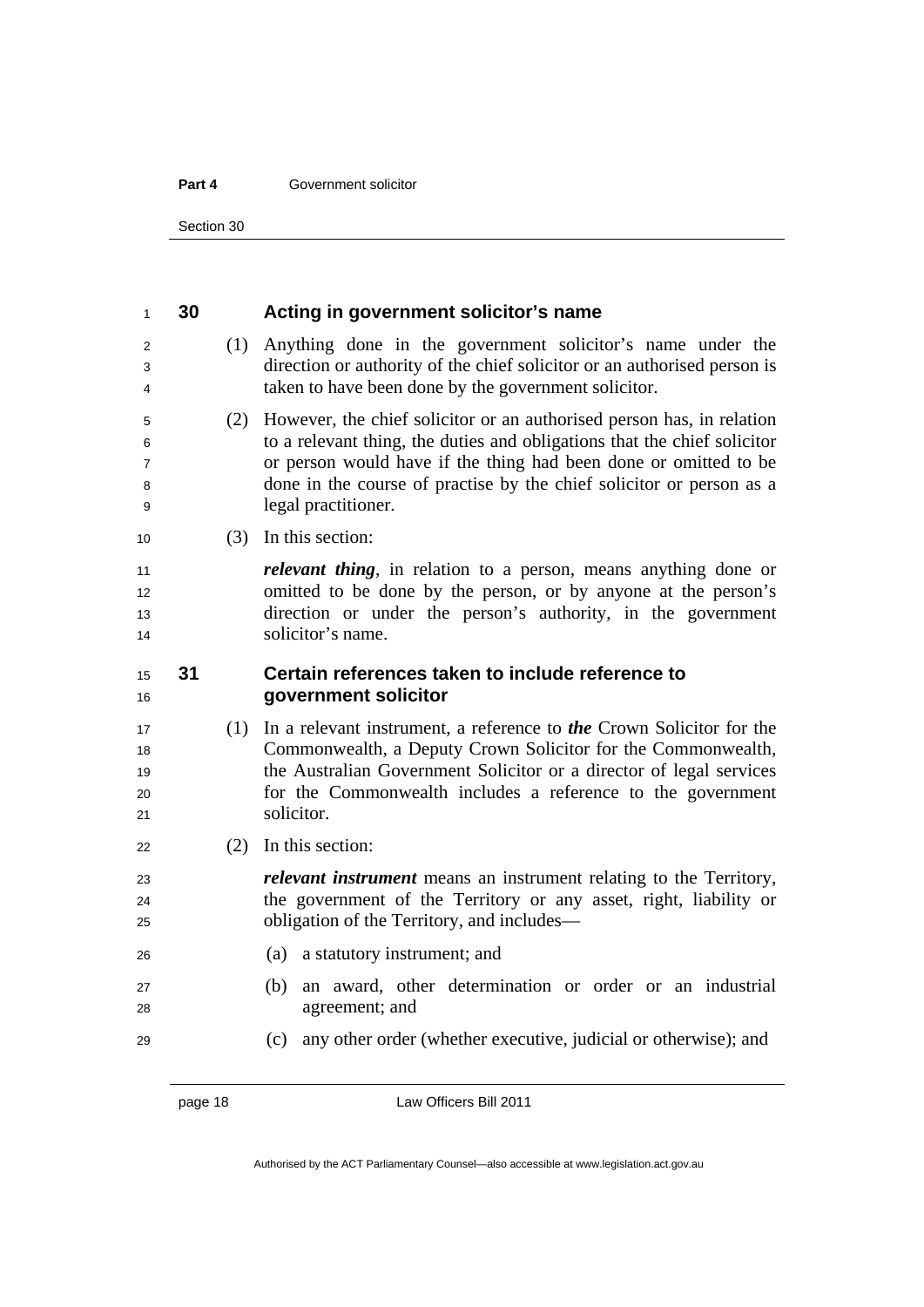## 30 Acting in government solicitor's name

(1) Anything done in the government solicitor's name under the direction or authority of the chief solicitor or an authorised person is taken to have been done by the government solicitor.

(2) However, the chief solicitor or an authorised person has, in relation to a relevant thing, the duties and obligations that the chief solicitor or person would have if the thing had been done or omitted to be done in the course of practise by the chief solicitor or person as a legal practitioner.

(3) In this section:

***relevant thing***, in relation to a person, means anything done or omitted to be done by the person, or by anyone at the person's direction or under the person's authority, in the government solicitor's name.

## 31 Certain references taken to include reference to government solicitor

(1) In a relevant instrument, a reference to ***the*** Crown Solicitor for the Commonwealth, a Deputy Crown Solicitor for the Commonwealth, the Australian Government Solicitor or a director of legal services for the Commonwealth includes a reference to the government solicitor.

(2) In this section:

***relevant instrument*** means an instrument relating to the Territory, the government of the Territory or any asset, right, liability or obligation of the Territory, and includes—

(a) a statutory instrument; and

(b) an award, other determination or order or an industrial agreement; and

(c) any other order (whether executive, judicial or otherwise); and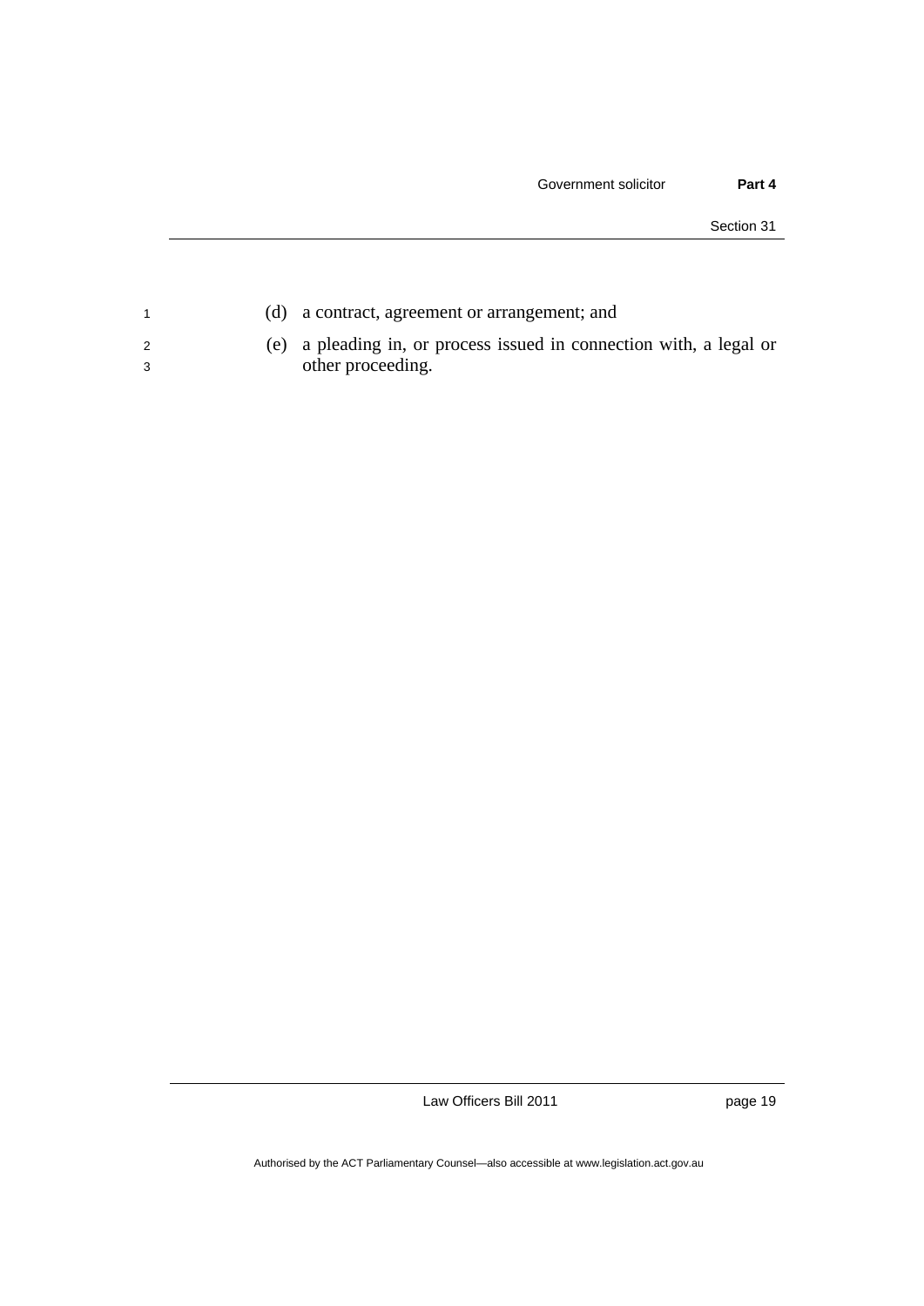(d) a contract, agreement or arrangement; and

(e) a pleading in, or process issued in connection with, a legal or other proceeding.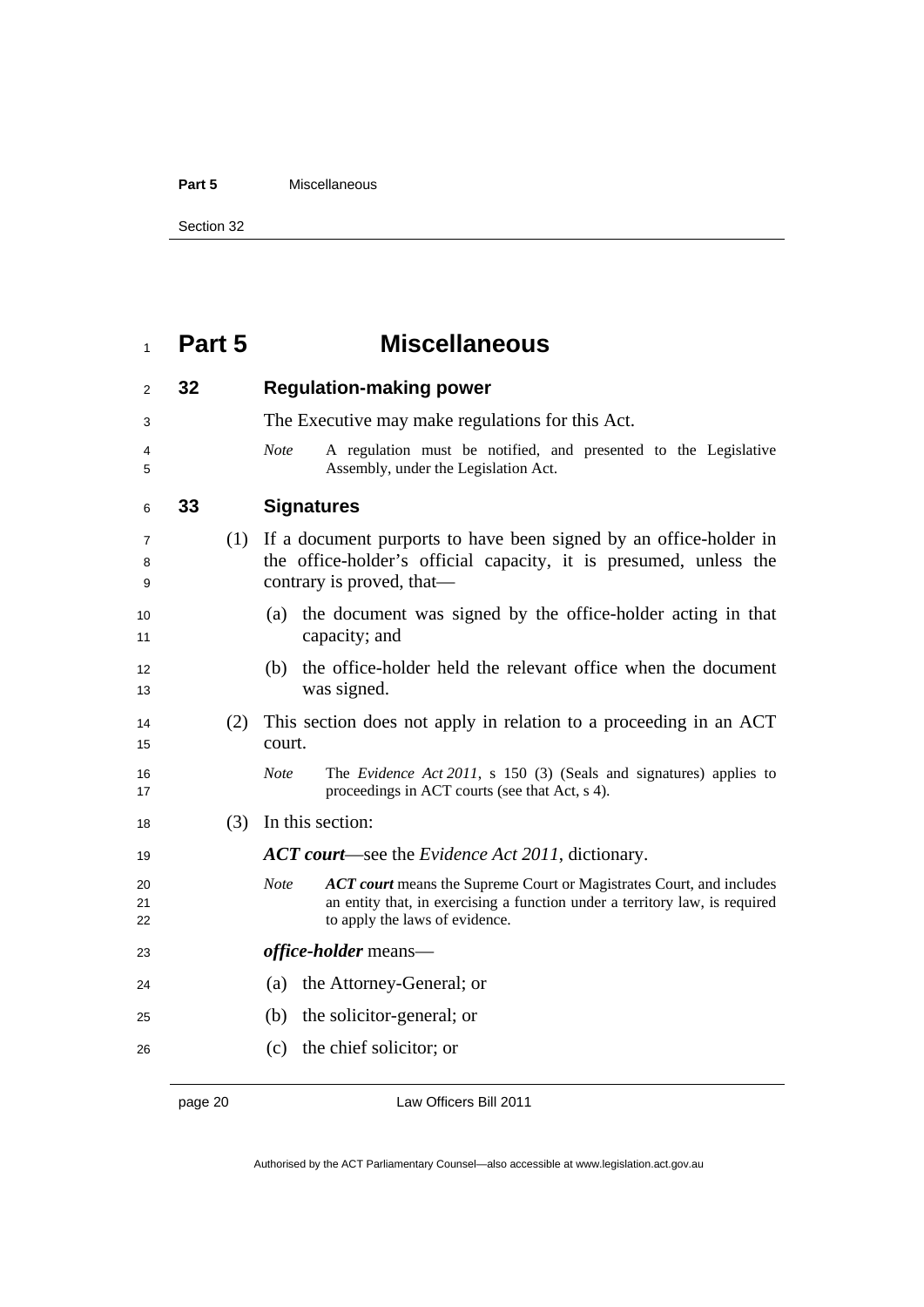# Part 5 Miscellaneous

## 32 Regulation-making power

The Executive may make regulations for this Act.

*Note* A regulation must be notified, and presented to the Legislative Assembly, under the Legislation Act.

## 33 Signatures

(1) If a document purports to have been signed by an office-holder in the office-holder's official capacity, it is presumed, unless the contrary is proved, that—

(a) the document was signed by the office-holder acting in that capacity; and

(b) the office-holder held the relevant office when the document was signed.

(2) This section does not apply in relation to a proceeding in an ACT court.

*Note* The *Evidence Act 2011*, s 150 (3) (Seals and signatures) applies to proceedings in ACT courts (see that Act, s 4).

(3) In this section:

***ACT court***—see the *Evidence Act 2011*, dictionary.

*Note* ***ACT court*** means the Supreme Court or Magistrates Court, and includes an entity that, in exercising a function under a territory law, is required to apply the laws of evidence.

***office-holder*** means—

(a) the Attorney-General; or

(b) the solicitor-general; or

(c) the chief solicitor; or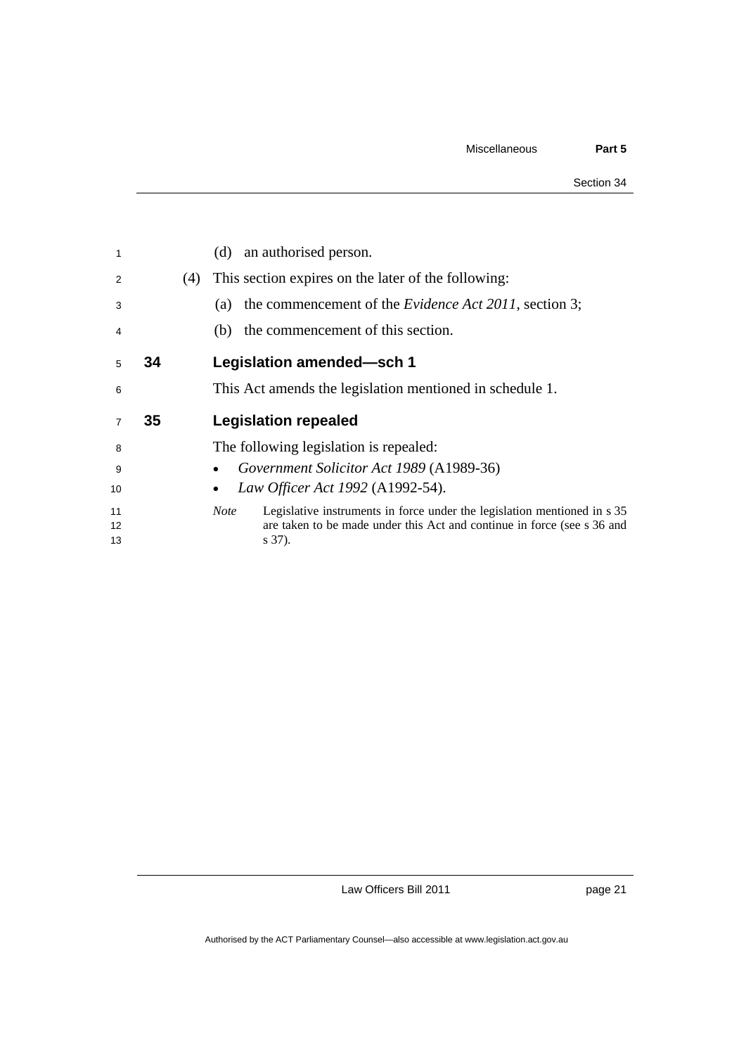(d) an authorised person.

(4) This section expires on the later of the following:

(a) the commencement of the *Evidence Act 2011*, section 3;

(b) the commencement of this section.

## 34 Legislation amended—sch 1

This Act amends the legislation mentioned in schedule 1.

## 35 Legislation repealed

The following legislation is repealed:

- *Government Solicitor Act 1989* (A1989-36)
- *Law Officer Act 1992* (A1992-54).

*Note* Legislative instruments in force under the legislation mentioned in s 35 are taken to be made under this Act and continue in force (see s 36 and s 37).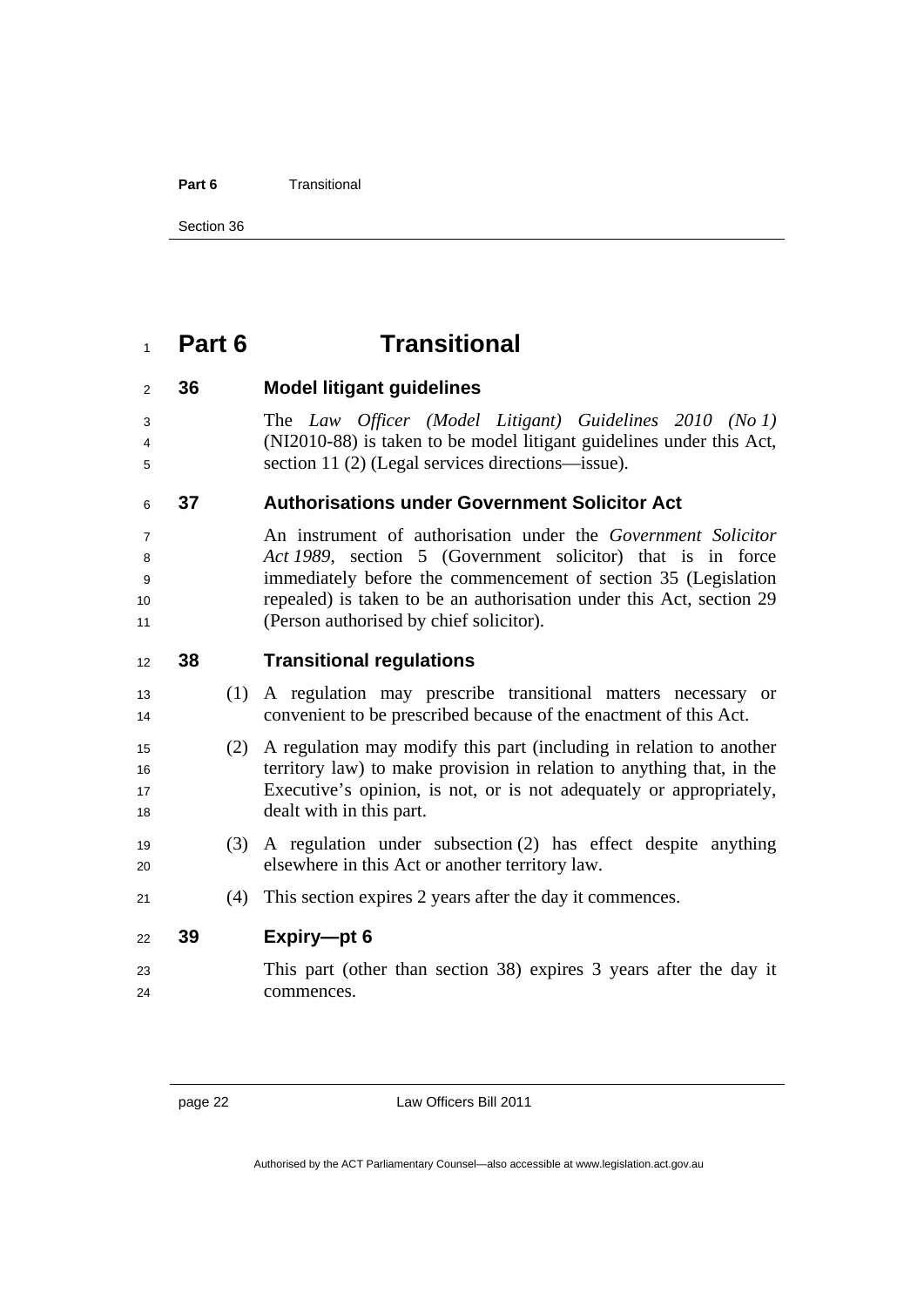# Part 6 Transitional

## 36 Model litigant guidelines

The *Law Officer (Model Litigant) Guidelines 2010 (No 1)* (NI2010-88) is taken to be model litigant guidelines under this Act, section 11 (2) (Legal services directions—issue).

## 37 Authorisations under Government Solicitor Act

An instrument of authorisation under the *Government Solicitor Act 1989*, section 5 (Government solicitor) that is in force immediately before the commencement of section 35 (Legislation repealed) is taken to be an authorisation under this Act, section 29 (Person authorised by chief solicitor).

## 38 Transitional regulations

(1) A regulation may prescribe transitional matters necessary or convenient to be prescribed because of the enactment of this Act.

(2) A regulation may modify this part (including in relation to another territory law) to make provision in relation to anything that, in the Executive's opinion, is not, or is not adequately or appropriately, dealt with in this part.

(3) A regulation under subsection (2) has effect despite anything elsewhere in this Act or another territory law.

(4) This section expires 2 years after the day it commences.

## 39 Expiry—pt 6

This part (other than section 38) expires 3 years after the day it commences.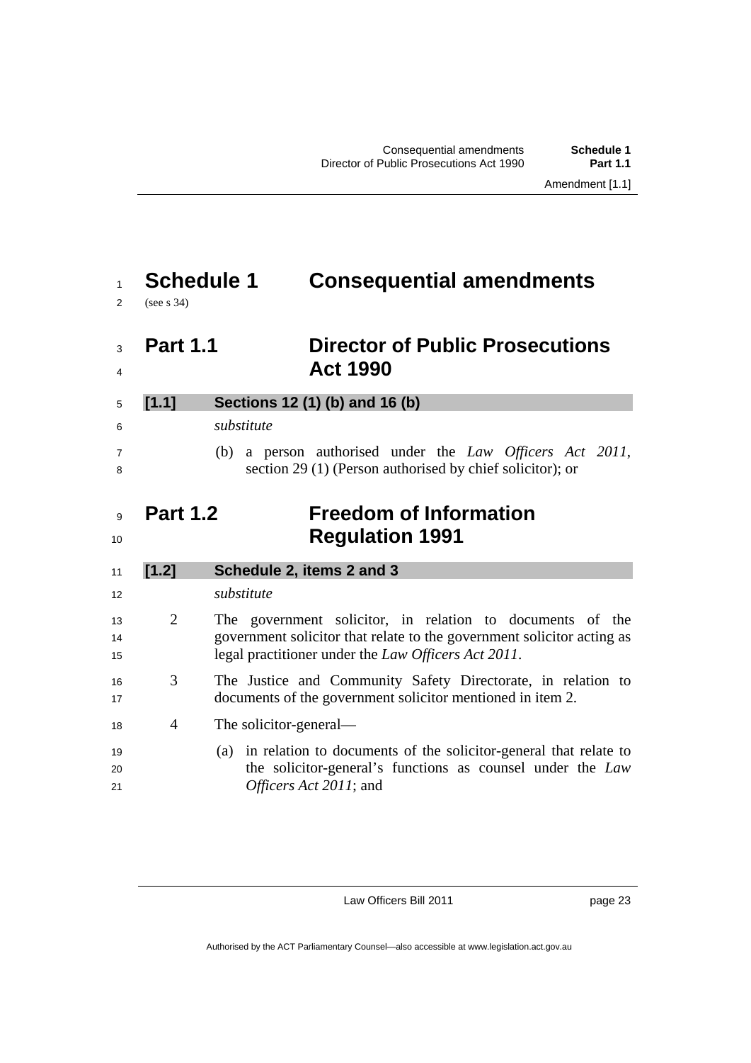# Schedule 1 Consequential amendments

(see s 34)

## Part 1.1 Director of Public Prosecutions Act 1990

### [1.1] Sections 12 (1) (b) and 16 (b)

*substitute*

(b) a person authorised under the *Law Officers Act 2011*, section 29 (1) (Person authorised by chief solicitor); or

## Part 1.2 Freedom of Information Regulation 1991

### [1.2] Schedule 2, items 2 and 3

*substitute*

2 The government solicitor, in relation to documents of the government solicitor that relate to the government solicitor acting as legal practitioner under the *Law Officers Act 2011*.

3 The Justice and Community Safety Directorate, in relation to documents of the government solicitor mentioned in item 2.

4 The solicitor-general—

(a) in relation to documents of the solicitor-general that relate to the solicitor-general's functions as counsel under the *Law Officers Act 2011*; and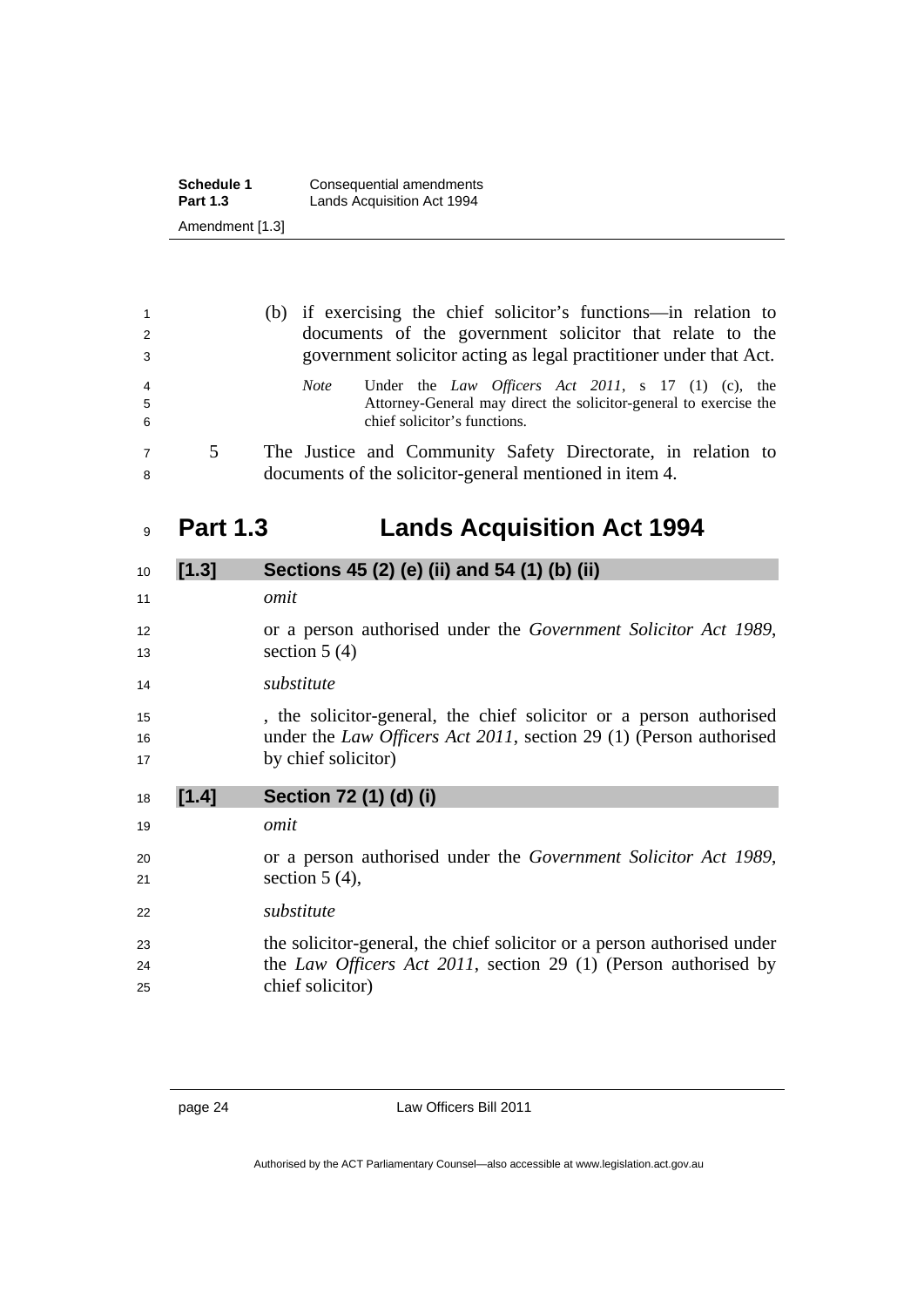(b) if exercising the chief solicitor's functions—in relation to documents of the government solicitor that relate to the government solicitor acting as legal practitioner under that Act.

*Note* Under the *Law Officers Act 2011*, s 17 (1) (c), the Attorney-General may direct the solicitor-general to exercise the chief solicitor's functions.

5 The Justice and Community Safety Directorate, in relation to documents of the solicitor-general mentioned in item 4.

## Part 1.3 Lands Acquisition Act 1994

### [1.3] Sections 45 (2) (e) (ii) and 54 (1) (b) (ii)

*omit*

or a person authorised under the *Government Solicitor Act 1989*, section 5 (4)

*substitute*

, the solicitor-general, the chief solicitor or a person authorised under the *Law Officers Act 2011*, section 29 (1) (Person authorised by chief solicitor)

### [1.4] Section 72 (1) (d) (i)

*omit*

or a person authorised under the *Government Solicitor Act 1989*, section 5 (4),

*substitute*

the solicitor-general, the chief solicitor or a person authorised under the *Law Officers Act 2011*, section 29 (1) (Person authorised by chief solicitor)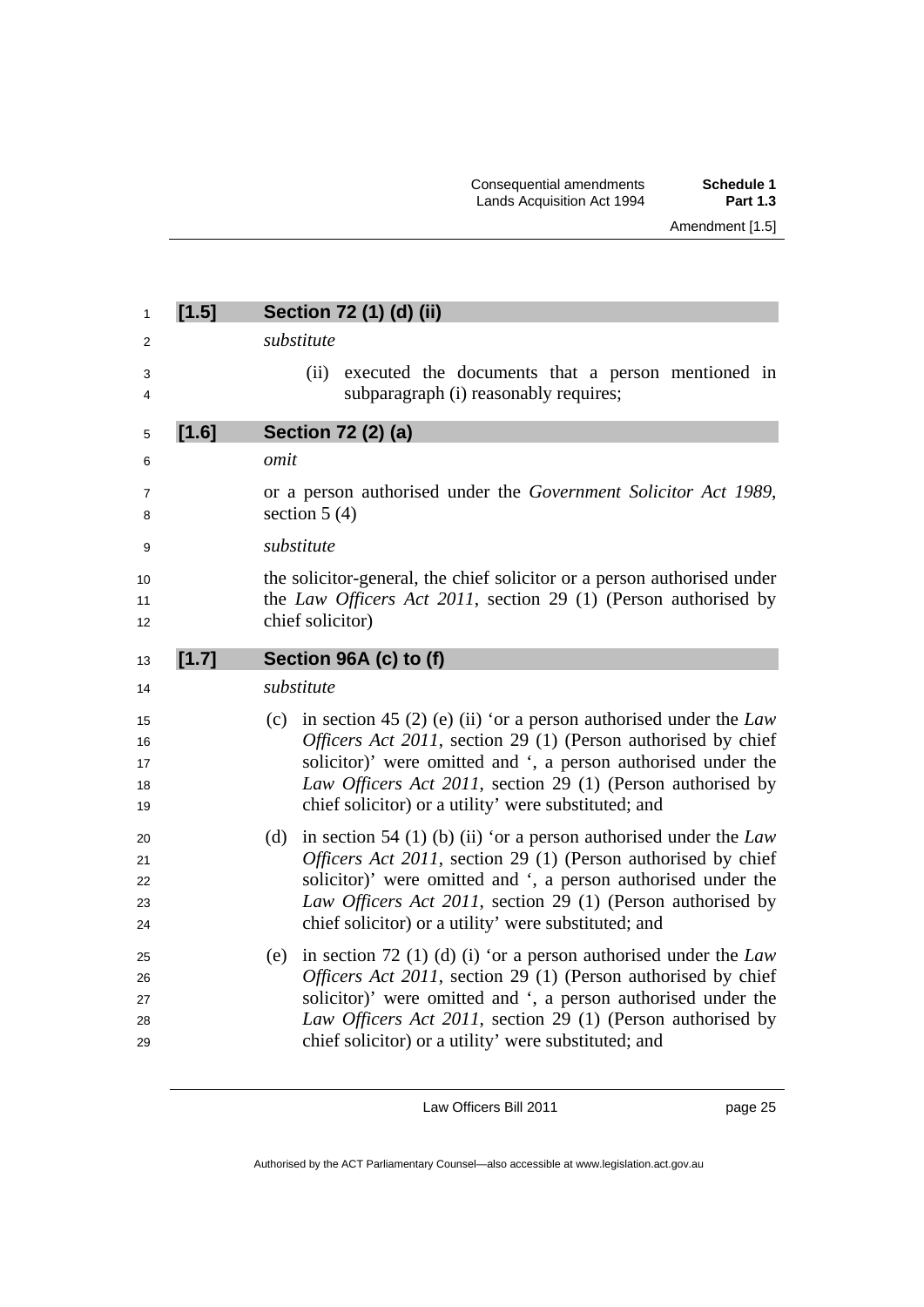### [1.5] Section 72 (1) (d) (ii)

*substitute*

(ii) executed the documents that a person mentioned in subparagraph (i) reasonably requires;

### [1.6] Section 72 (2) (a)

*omit*

or a person authorised under the *Government Solicitor Act 1989*, section 5 (4)

*substitute*

the solicitor-general, the chief solicitor or a person authorised under the *Law Officers Act 2011*, section 29 (1) (Person authorised by chief solicitor)

### [1.7] Section 96A (c) to (f)

*substitute*

(c) in section 45 (2) (e) (ii) 'or a person authorised under the *Law Officers Act 2011*, section 29 (1) (Person authorised by chief solicitor)' were omitted and ', a person authorised under the *Law Officers Act 2011*, section 29 (1) (Person authorised by chief solicitor) or a utility' were substituted; and

(d) in section 54 (1) (b) (ii) 'or a person authorised under the *Law Officers Act 2011*, section 29 (1) (Person authorised by chief solicitor)' were omitted and ', a person authorised under the *Law Officers Act 2011*, section 29 (1) (Person authorised by chief solicitor) or a utility' were substituted; and

(e) in section 72 (1) (d) (i) 'or a person authorised under the *Law Officers Act 2011*, section 29 (1) (Person authorised by chief solicitor)' were omitted and ', a person authorised under the *Law Officers Act 2011*, section 29 (1) (Person authorised by chief solicitor) or a utility' were substituted; and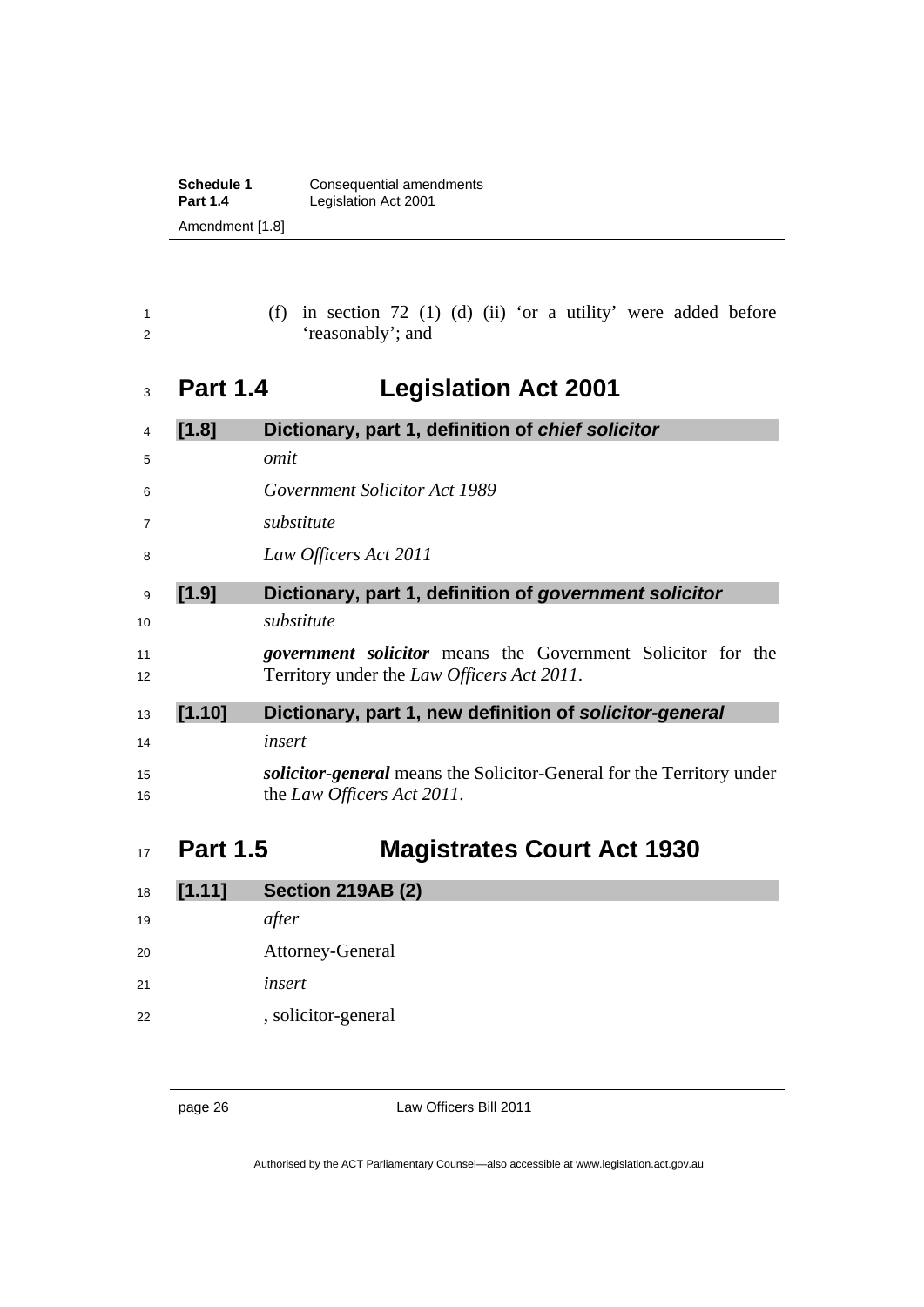(f) in section 72 (1) (d) (ii) 'or a utility' were added before 'reasonably'; and

## Part 1.4 Legislation Act 2001

### [1.8] Dictionary, part 1, definition of *chief solicitor*

*omit*

*Government Solicitor Act 1989*

*substitute*

*Law Officers Act 2011*

### [1.9] Dictionary, part 1, definition of *government solicitor*

*substitute*

***government solicitor*** means the Government Solicitor for the Territory under the *Law Officers Act 2011*.

### [1.10] Dictionary, part 1, new definition of *solicitor-general*

*insert*

***solicitor-general*** means the Solicitor-General for the Territory under the *Law Officers Act 2011*.

## Part 1.5 Magistrates Court Act 1930

### [1.11] Section 219AB (2)

*after*

Attorney-General

*insert*

, solicitor-general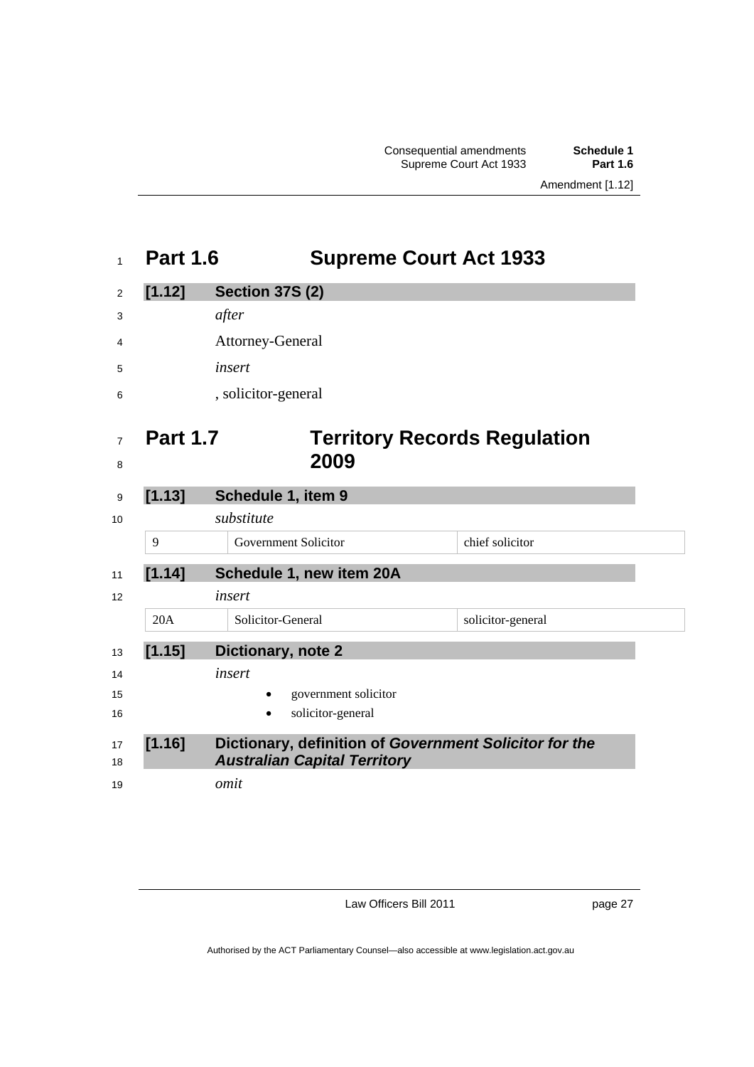## Part 1.6 Supreme Court Act 1933

### [1.12] Section 37S (2)

*after*

Attorney-General

*insert*

, solicitor-general

## Part 1.7 Territory Records Regulation 2009

### [1.13] Schedule 1, item 9

*substitute*

| 9 | Government Solicitor | chief solicitor |
|---|---|---|

### [1.14] Schedule 1, new item 20A

*insert*

| 20A | Solicitor-General | solicitor-general |
|---|---|---|

### [1.15] Dictionary, note 2

*insert*

- government solicitor
- solicitor-general

### [1.16] Dictionary, definition of *Government Solicitor for the Australian Capital Territory*

*omit*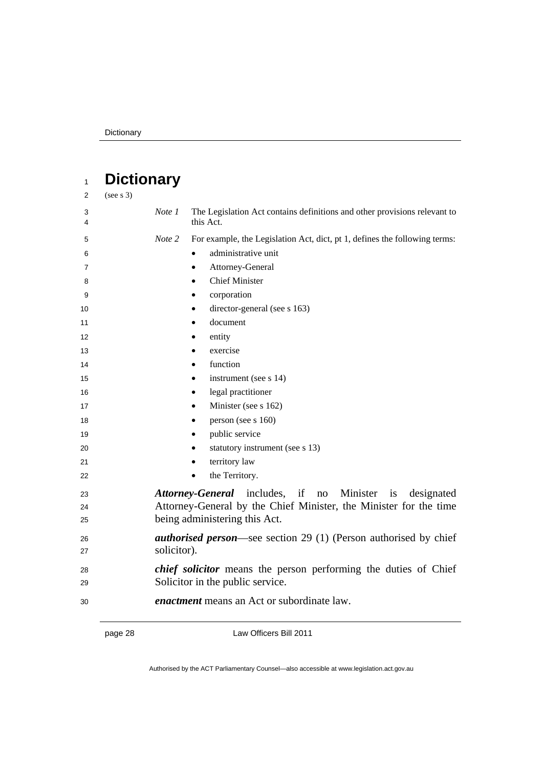# Dictionary

(see s 3)

*Note 1* The Legislation Act contains definitions and other provisions relevant to this Act.

*Note 2* For example, the Legislation Act, dict, pt 1, defines the following terms:

- administrative unit
- Attorney-General
- Chief Minister
- corporation
- director-general (see s 163)
- document
- entity
- exercise
- function
- instrument (see s 14)
- legal practitioner
- Minister (see s 162)
- person (see s 160)
- public service
- statutory instrument (see s 13)
- territory law
- the Territory.

***Attorney-General*** includes, if no Minister is designated Attorney-General by the Chief Minister, the Minister for the time being administering this Act.

***authorised person***—see section 29 (1) (Person authorised by chief solicitor).

***chief solicitor*** means the person performing the duties of Chief Solicitor in the public service.

***enactment*** means an Act or subordinate law.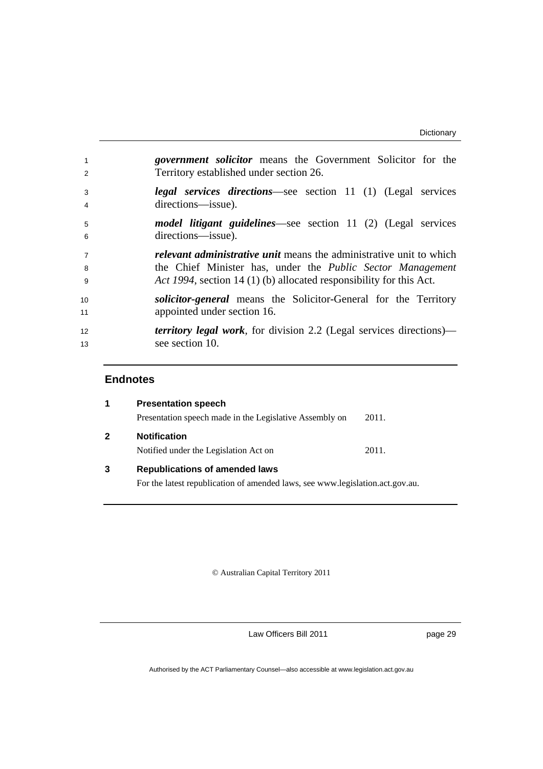***government solicitor*** means the Government Solicitor for the Territory established under section 26.

***legal services directions***—see section 11 (1) (Legal services directions—issue).

***model litigant guidelines***—see section 11 (2) (Legal services directions—issue).

***relevant administrative unit*** means the administrative unit to which the Chief Minister has, under the *Public Sector Management Act 1994*, section 14 (1) (b) allocated responsibility for this Act.

***solicitor-general*** means the Solicitor-General for the Territory appointed under section 16.

***territory legal work***, for division 2.2 (Legal services directions)—see section 10.

## Endnotes

**1 Presentation speech**

Presentation speech made in the Legislative Assembly on 2011.

**2 Notification**

Notified under the Legislation Act on 2011.

**3 Republications of amended laws**

For the latest republication of amended laws, see www.legislation.act.gov.au.

© Australian Capital Territory 2011